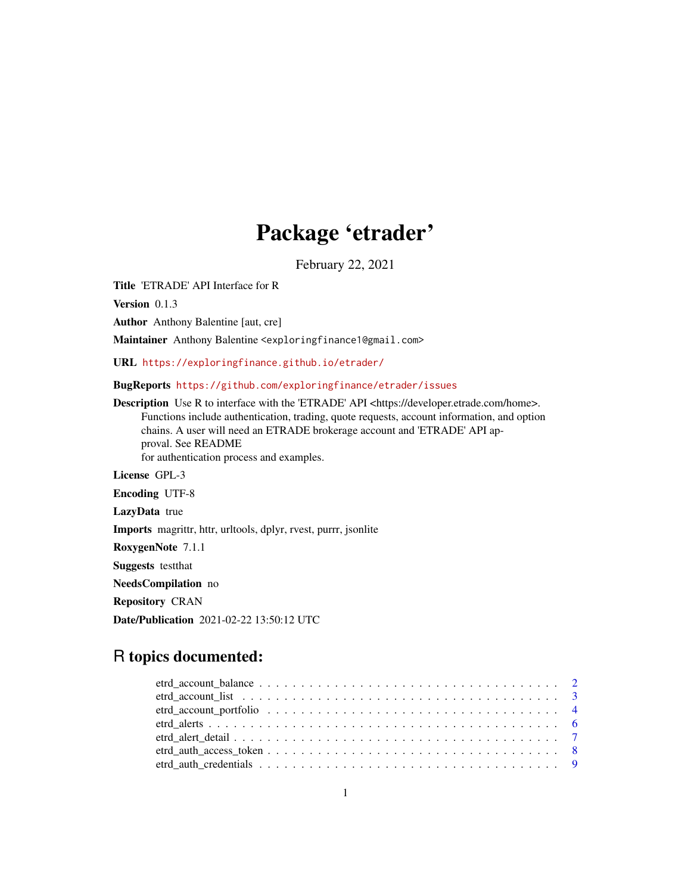# Package 'etrader'

February 22, 2021

**Title** 'ETRADE' API Interface for R

**Version** 0.1.3

**Author** Anthony Balentine [aut, cre]

**Maintainer** Anthony Balentine <exploringfinance1@gmail.com>

**URL** https://exploringfinance.github.io/etrader/

**BugReports** https://github.com/exploringfinance/etrader/issues

**Description** Use R to interface with the 'ETRADE' API <https://developer.etrade.com/home>. Functions include authentication, trading, quote requests, account information, and option chains. A user will need an ETRADE brokerage account and 'ETRADE' API approval. See README for authentication process and examples.

**License** GPL-3

**Encoding** UTF-8

**LazyData** true

**Imports** magrittr, httr, urltools, dplyr, rvest, purrr, jsonlite

**RoxygenNote** 7.1.1

**Suggests** testthat

**NeedsCompilation** no

**Repository** CRAN

**Date/Publication** 2021-02-22 13:50:12 UTC

## R topics documented:

- etrd_account_balance . . . . . . . . . . . . . . . . . . . . . . . . . . . . . . . . . . . 2
- etrd_account_list . . . . . . . . . . . . . . . . . . . . . . . . . . . . . . . . . . . . . 3
- etrd_account_portfolio . . . . . . . . . . . . . . . . . . . . . . . . . . . . . . . . . . 4
- etrd_alerts . . . . . . . . . . . . . . . . . . . . . . . . . . . . . . . . . . . . . . . . . 6
- etrd_alert_detail . . . . . . . . . . . . . . . . . . . . . . . . . . . . . . . . . . . . . 7
- etrd_auth_access_token . . . . . . . . . . . . . . . . . . . . . . . . . . . . . . . . . 8
- etrd_auth_credentials . . . . . . . . . . . . . . . . . . . . . . . . . . . . . . . . . . 9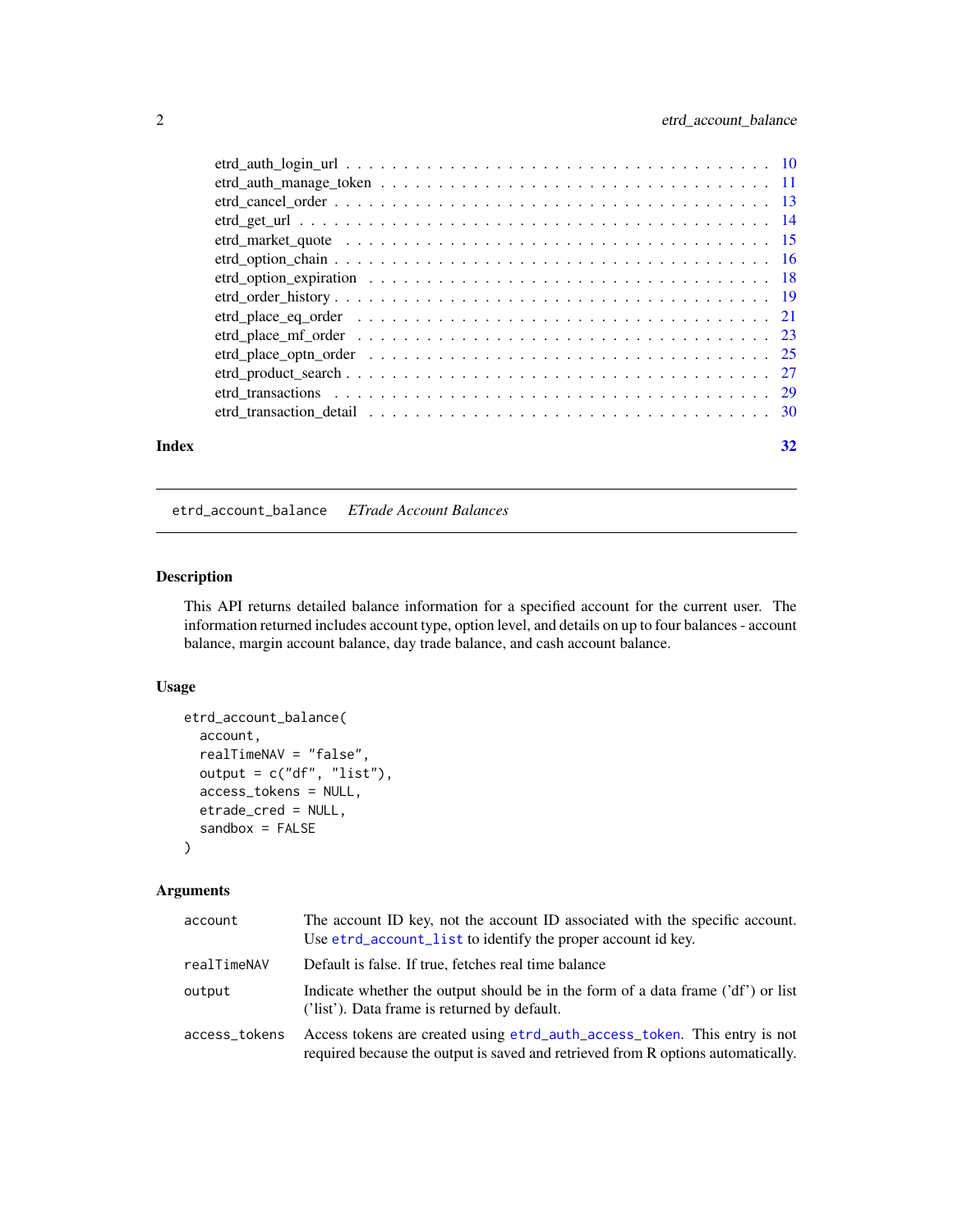etrd_auth_login_url . . . . . . . . . . . . . . . . . . . . . . . . . . . . . . . . . . 10
etrd_auth_manage_token . . . . . . . . . . . . . . . . . . . . . . . . . . . . . . . . 11
etrd_cancel_order . . . . . . . . . . . . . . . . . . . . . . . . . . . . . . . . . . . 13
etrd_get_url . . . . . . . . . . . . . . . . . . . . . . . . . . . . . . . . . . . . . 14
etrd_market_quote . . . . . . . . . . . . . . . . . . . . . . . . . . . . . . . . . . 15
etrd_option_chain . . . . . . . . . . . . . . . . . . . . . . . . . . . . . . . . . . . 16
etrd_option_expiration . . . . . . . . . . . . . . . . . . . . . . . . . . . . . . . . 18
etrd_order_history . . . . . . . . . . . . . . . . . . . . . . . . . . . . . . . . . . 19
etrd_place_eq_order . . . . . . . . . . . . . . . . . . . . . . . . . . . . . . . . . 21
etrd_place_mf_order . . . . . . . . . . . . . . . . . . . . . . . . . . . . . . . . . 23
etrd_place_optn_order . . . . . . . . . . . . . . . . . . . . . . . . . . . . . . . . 25
etrd_product_search . . . . . . . . . . . . . . . . . . . . . . . . . . . . . . . . . 27
etrd_transactions . . . . . . . . . . . . . . . . . . . . . . . . . . . . . . . . . . . 29
etrd_transaction_detail . . . . . . . . . . . . . . . . . . . . . . . . . . . . . . . . 30

**Index** **32**

---

## etrd_account_balance    *ETrade Account Balances*

---

### Description

This API returns detailed balance information for a specified account for the current user. The information returned includes account type, option level, and details on up to four balances - account balance, margin account balance, day trade balance, and cash account balance.

### Usage

```
etrd_account_balance(
  account,
  realTimeNAV = "false",
  output = c("df", "list"),
  access_tokens = NULL,
  etrade_cred = NULL,
  sandbox = FALSE
)
```

### Arguments

| | |
|---|---|
| `account` | The account ID key, not the account ID associated with the specific account. Use `etrd_account_list` to identify the proper account id key. |
| `realTimeNAV` | Default is false. If true, fetches real time balance |
| `output` | Indicate whether the output should be in the form of a data frame ('df') or list ('list'). Data frame is returned by default. |
| `access_tokens` | Access tokens are created using `etrd_auth_access_token`. This entry is not required because the output is saved and retrieved from R options automatically. |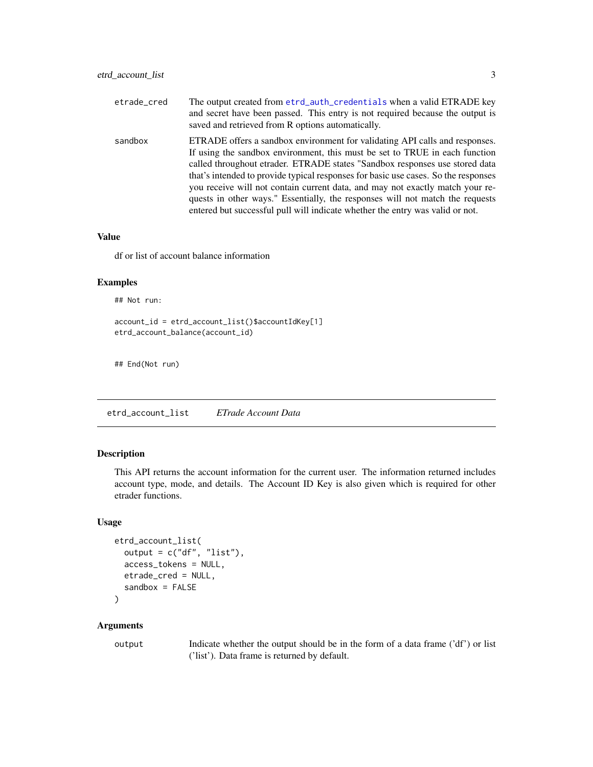| | |
|---|---|
| etrade_cred | The output created from etrd_auth_credentials when a valid ETRADE key and secret have been passed. This entry is not required because the output is saved and retrieved from R options automatically. |
| sandbox | ETRADE offers a sandbox environment for validating API calls and responses. If using the sandbox environment, this must be set to TRUE in each function called throughout etrader. ETRADE states "Sandbox responses use stored data that's intended to provide typical responses for basic use cases. So the responses you receive will not contain current data, and may not exactly match your requests in other ways." Essentially, the responses will not match the requests entered but successful pull will indicate whether the entry was valid or not. |

### Value

df or list of account balance information

### Examples

```
## Not run:

account_id = etrd_account_list()$accountIdKey[1]
etrd_account_balance(account_id)


## End(Not run)
```

---

## etrd_account_list    *ETrade Account Data*

### Description

This API returns the account information for the current user. The information returned includes account type, mode, and details. The Account ID Key is also given which is required for other etrader functions.

### Usage

```
etrd_account_list(
  output = c("df", "list"),
  access_tokens = NULL,
  etrade_cred = NULL,
  sandbox = FALSE
)
```

### Arguments

| | |
|---|---|
| output | Indicate whether the output should be in the form of a data frame ('df') or list ('list'). Data frame is returned by default. |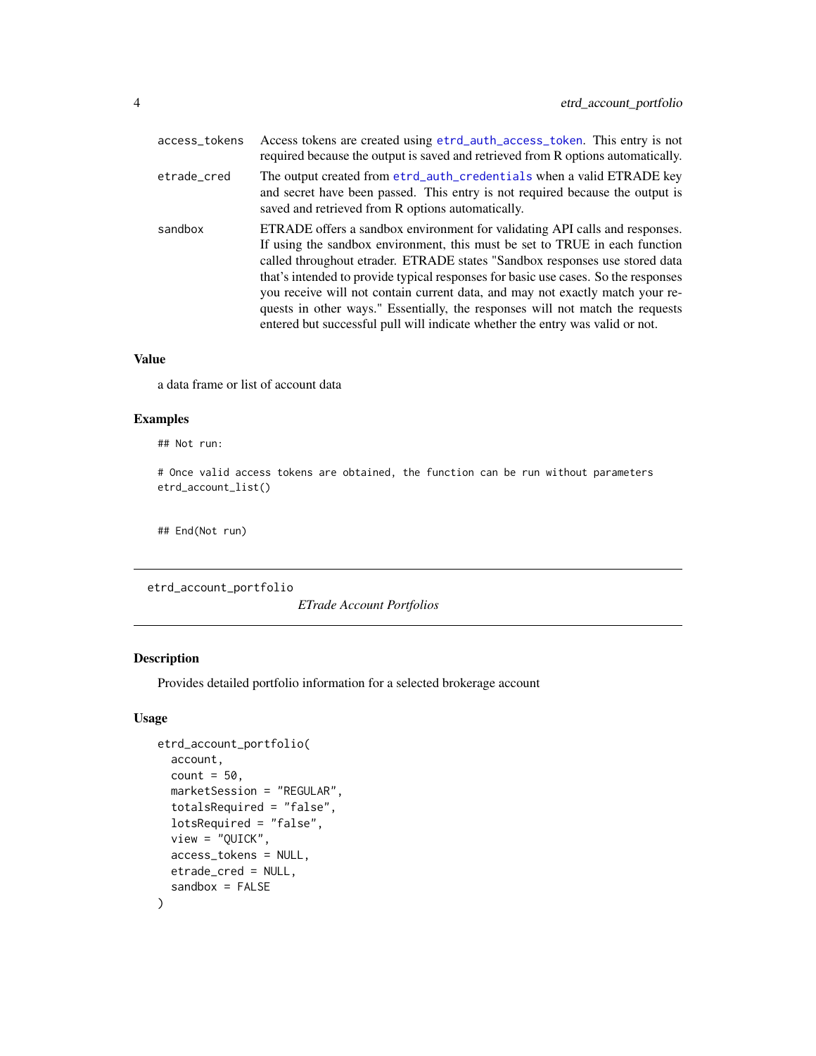| | |
|---|---|
| access_tokens | Access tokens are created using etrd_auth_access_token. This entry is not required because the output is saved and retrieved from R options automatically. |
| etrade_cred | The output created from etrd_auth_credentials when a valid ETRADE key and secret have been passed. This entry is not required because the output is saved and retrieved from R options automatically. |
| sandbox | ETRADE offers a sandbox environment for validating API calls and responses. If using the sandbox environment, this must be set to TRUE in each function called throughout etrader. ETRADE states "Sandbox responses use stored data that's intended to provide typical responses for basic use cases. So the responses you receive will not contain current data, and may not exactly match your requests in other ways." Essentially, the responses will not match the requests entered but successful pull will indicate whether the entry was valid or not. |

### Value

a data frame or list of account data

### Examples

```
## Not run:

# Once valid access tokens are obtained, the function can be run without parameters
etrd_account_list()


## End(Not run)
```

---

## etrd_account_portfolio    *ETrade Account Portfolios*

### Description

Provides detailed portfolio information for a selected brokerage account

### Usage

```
etrd_account_portfolio(
  account,
  count = 50,
  marketSession = "REGULAR",
  totalsRequired = "false",
  lotsRequired = "false",
  view = "QUICK",
  access_tokens = NULL,
  etrade_cred = NULL,
  sandbox = FALSE
)
```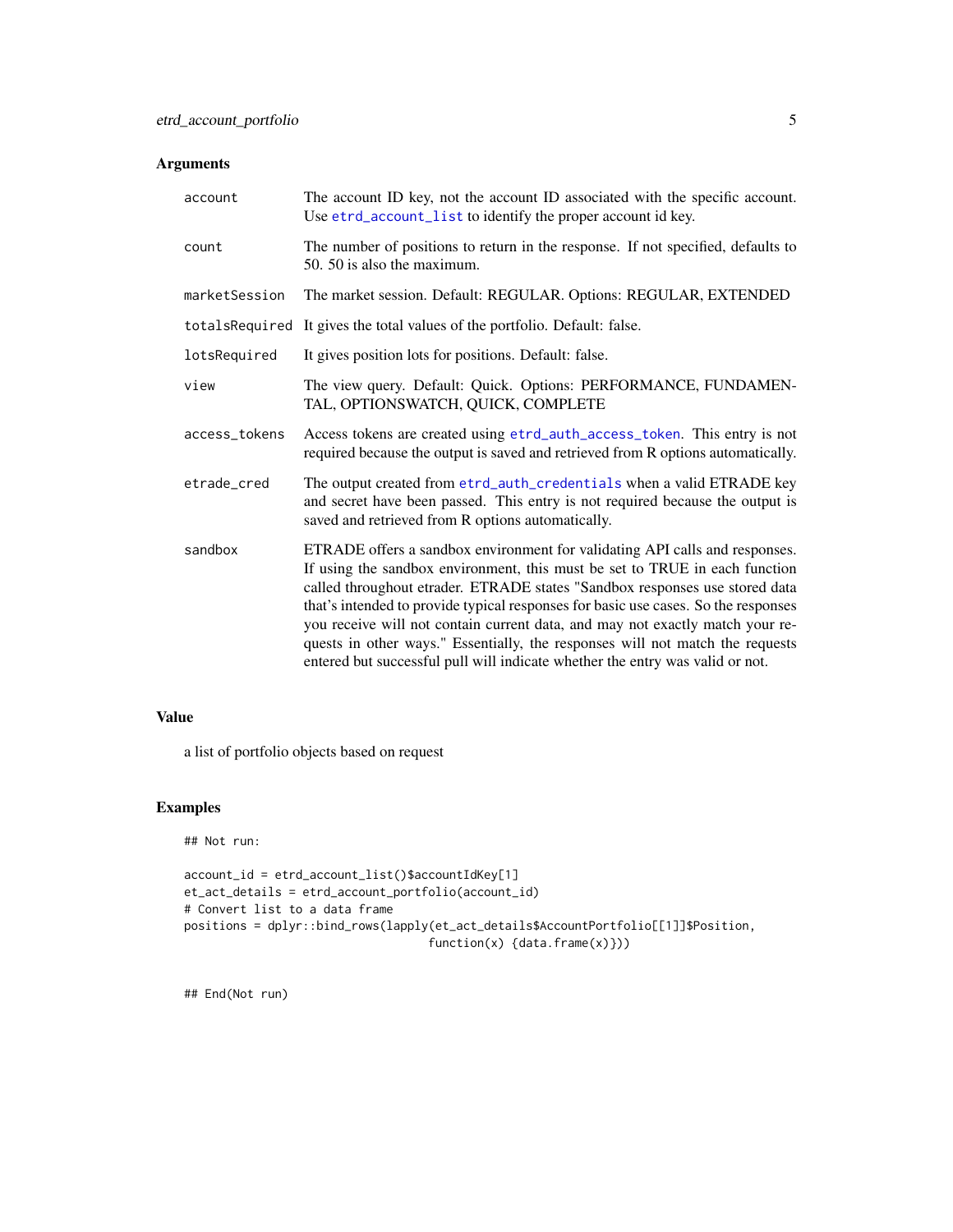## Arguments

| | |
|---|---|
| `account` | The account ID key, not the account ID associated with the specific account. Use `etrd_account_list` to identify the proper account id key. |
| `count` | The number of positions to return in the response. If not specified, defaults to 50. 50 is also the maximum. |
| `marketSession` | The market session. Default: REGULAR. Options: REGULAR, EXTENDED |
| `totalsRequired` | It gives the total values of the portfolio. Default: false. |
| `lotsRequired` | It gives position lots for positions. Default: false. |
| `view` | The view query. Default: Quick. Options: PERFORMANCE, FUNDAMENTAL, OPTIONSWATCH, QUICK, COMPLETE |
| `access_tokens` | Access tokens are created using `etrd_auth_access_token`. This entry is not required because the output is saved and retrieved from R options automatically. |
| `etrade_cred` | The output created from `etrd_auth_credentials` when a valid ETRADE key and secret have been passed. This entry is not required because the output is saved and retrieved from R options automatically. |
| `sandbox` | ETRADE offers a sandbox environment for validating API calls and responses. If using the sandbox environment, this must be set to TRUE in each function called throughout etrader. ETRADE states "Sandbox responses use stored data that's intended to provide typical responses for basic use cases. So the responses you receive will not contain current data, and may not exactly match your requests in other ways." Essentially, the responses will not match the requests entered but successful pull will indicate whether the entry was valid or not. |

## Value

a list of portfolio objects based on request

## Examples

```
## Not run:

account_id = etrd_account_list()$accountIdKey[1]
et_act_details = etrd_account_portfolio(account_id)
# Convert list to a data frame
positions = dplyr::bind_rows(lapply(et_act_details$AccountPortfolio[[1]]$Position,
                                    function(x) {data.frame(x)}))


## End(Not run)
```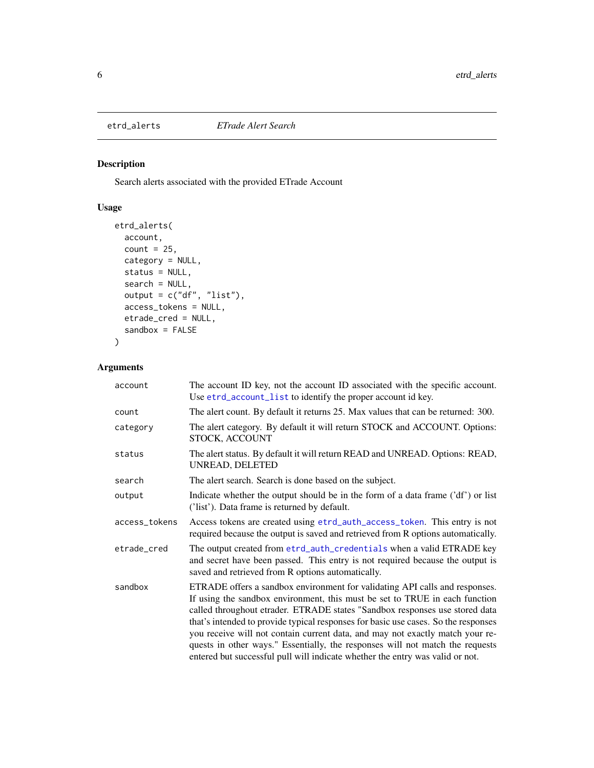etrd_alerts *ETrade Alert Search*

## Description

Search alerts associated with the provided ETrade Account

## Usage

```
etrd_alerts(
  account,
  count = 25,
  category = NULL,
  status = NULL,
  search = NULL,
  output = c("df", "list"),
  access_tokens = NULL,
  etrade_cred = NULL,
  sandbox = FALSE
)
```

## Arguments

| | |
|---|---|
| account | The account ID key, not the account ID associated with the specific account. Use etrd_account_list to identify the proper account id key. |
| count | The alert count. By default it returns 25. Max values that can be returned: 300. |
| category | The alert category. By default it will return STOCK and ACCOUNT. Options: STOCK, ACCOUNT |
| status | The alert status. By default it will return READ and UNREAD. Options: READ, UNREAD, DELETED |
| search | The alert search. Search is done based on the subject. |
| output | Indicate whether the output should be in the form of a data frame ('df') or list ('list'). Data frame is returned by default. |
| access_tokens | Access tokens are created using etrd_auth_access_token. This entry is not required because the output is saved and retrieved from R options automatically. |
| etrade_cred | The output created from etrd_auth_credentials when a valid ETRADE key and secret have been passed. This entry is not required because the output is saved and retrieved from R options automatically. |
| sandbox | ETRADE offers a sandbox environment for validating API calls and responses. If using the sandbox environment, this must be set to TRUE in each function called throughout etrader. ETRADE states "Sandbox responses use stored data that's intended to provide typical responses for basic use cases. So the responses you receive will not contain current data, and may not exactly match your requests in other ways." Essentially, the responses will not match the requests entered but successful pull will indicate whether the entry was valid or not. |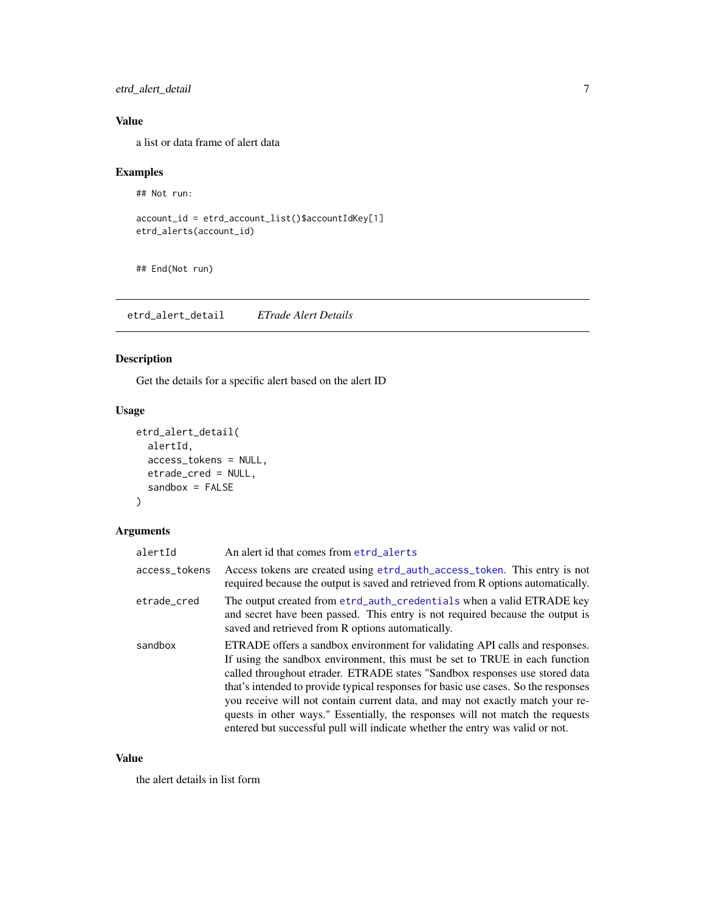## Value

a list or data frame of alert data

## Examples

```
## Not run:

account_id = etrd_account_list()$accountIdKey[1]
etrd_alerts(account_id)


## End(Not run)
```

---

## etrd_alert_detail &nbsp;&nbsp;&nbsp; *ETrade Alert Details*

---

## Description

Get the details for a specific alert based on the alert ID

## Usage

```
etrd_alert_detail(
  alertId,
  access_tokens = NULL,
  etrade_cred = NULL,
  sandbox = FALSE
)
```

## Arguments

| | |
|---|---|
| `alertId` | An alert id that comes from `etrd_alerts` |
| `access_tokens` | Access tokens are created using `etrd_auth_access_token`. This entry is not required because the output is saved and retrieved from R options automatically. |
| `etrade_cred` | The output created from `etrd_auth_credentials` when a valid ETRADE key and secret have been passed. This entry is not required because the output is saved and retrieved from R options automatically. |
| `sandbox` | ETRADE offers a sandbox environment for validating API calls and responses. If using the sandbox environment, this must be set to TRUE in each function called throughout etrader. ETRADE states "Sandbox responses use stored data that's intended to provide typical responses for basic use cases. So the responses you receive will not contain current data, and may not exactly match your requests in other ways." Essentially, the responses will not match the requests entered but successful pull will indicate whether the entry was valid or not. |

## Value

the alert details in list form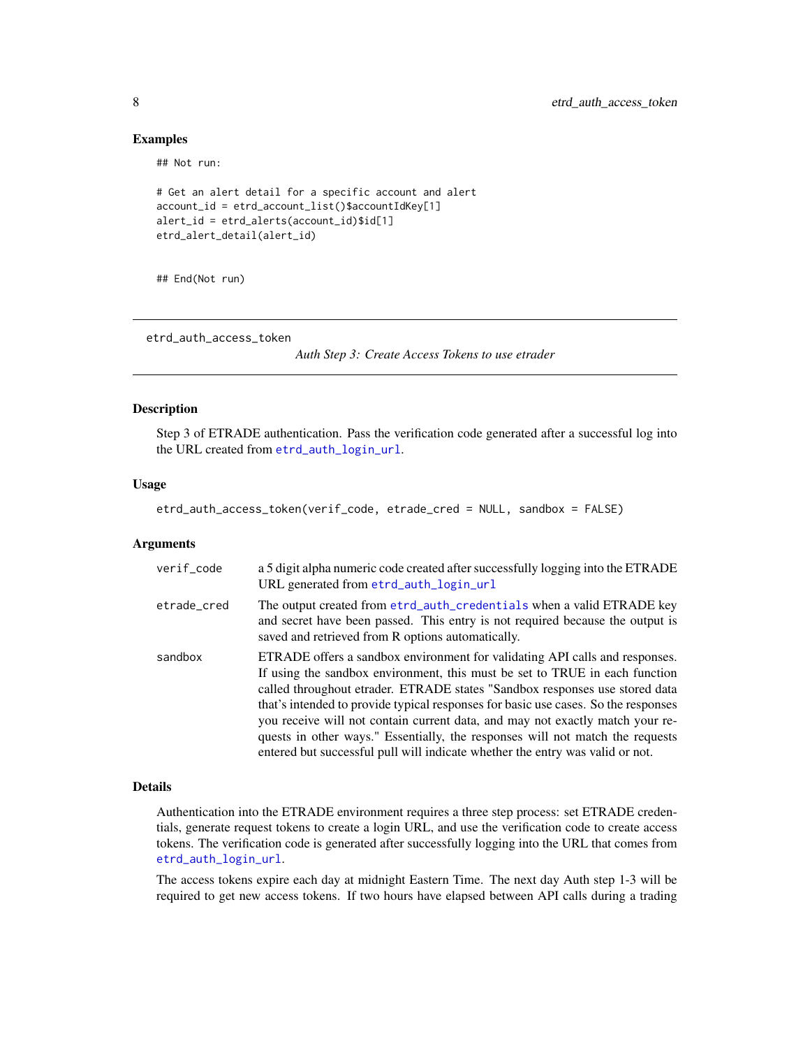### Examples

```
## Not run:

# Get an alert detail for a specific account and alert
account_id = etrd_account_list()$accountIdKey[1]
alert_id = etrd_alerts(account_id)$id[1]
etrd_alert_detail(alert_id)


## End(Not run)
```

---

## etrd_auth_access_token

*Auth Step 3: Create Access Tokens to use etrader*

### Description

Step 3 of ETRADE authentication. Pass the verification code generated after a successful log into the URL created from `etrd_auth_login_url`.

### Usage

```
etrd_auth_access_token(verif_code, etrade_cred = NULL, sandbox = FALSE)
```

### Arguments

| | |
|---|---|
| verif_code | a 5 digit alpha numeric code created after successfully logging into the ETRADE URL generated from `etrd_auth_login_url` |
| etrade_cred | The output created from `etrd_auth_credentials` when a valid ETRADE key and secret have been passed. This entry is not required because the output is saved and retrieved from R options automatically. |
| sandbox | ETRADE offers a sandbox environment for validating API calls and responses. If using the sandbox environment, this must be set to TRUE in each function called throughout etrader. ETRADE states "Sandbox responses use stored data that's intended to provide typical responses for basic use cases. So the responses you receive will not contain current data, and may not exactly match your requests in other ways." Essentially, the responses will not match the requests entered but successful pull will indicate whether the entry was valid or not. |

### Details

Authentication into the ETRADE environment requires a three step process: set ETRADE credentials, generate request tokens to create a login URL, and use the verification code to create access tokens. The verification code is generated after successfully logging into the URL that comes from `etrd_auth_login_url`.

The access tokens expire each day at midnight Eastern Time. The next day Auth step 1-3 will be required to get new access tokens. If two hours have elapsed between API calls during a trading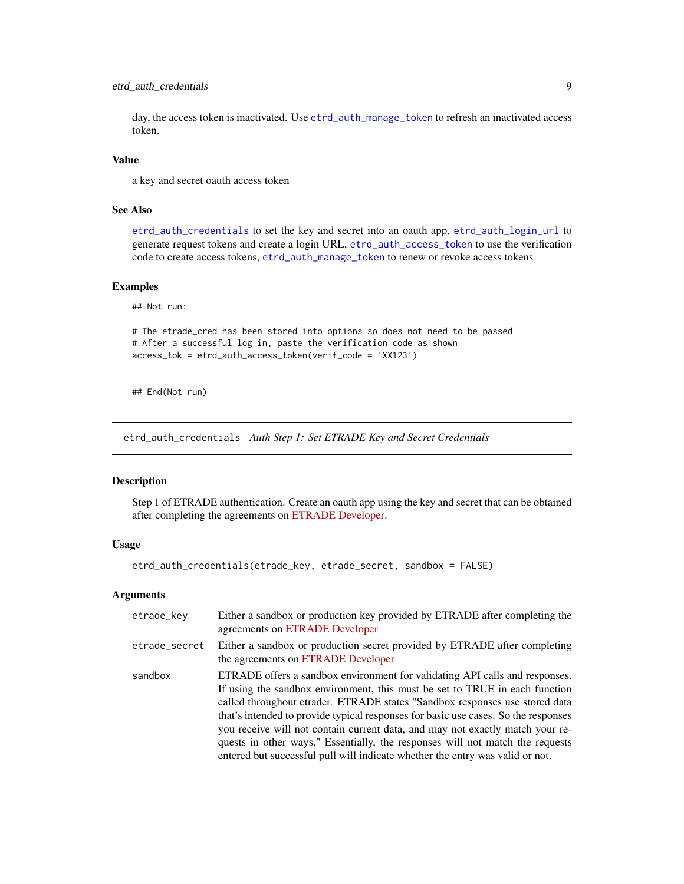day, the access token is inactivated. Use etrd_auth_manage_token to refresh an inactivated access token.

### Value

a key and secret oauth access token

### See Also

etrd_auth_credentials to set the key and secret into an oauth app, etrd_auth_login_url to generate request tokens and create a login URL, etrd_auth_access_token to use the verification code to create access tokens, etrd_auth_manage_token to renew or revoke access tokens

### Examples

```
## Not run:

# The etrade_cred has been stored into options so does not need to be passed
# After a successful log in, paste the verification code as shown
access_tok = etrd_auth_access_token(verif_code = 'XX123')


## End(Not run)
```

---

## etrd_auth_credentials *Auth Step 1: Set ETRADE Key and Secret Credentials*

---

### Description

Step 1 of ETRADE authentication. Create an oauth app using the key and secret that can be obtained after completing the agreements on ETRADE Developer.

### Usage

```
etrd_auth_credentials(etrade_key, etrade_secret, sandbox = FALSE)
```

### Arguments

| | |
|---|---|
| etrade_key | Either a sandbox or production key provided by ETRADE after completing the agreements on ETRADE Developer |
| etrade_secret | Either a sandbox or production secret provided by ETRADE after completing the agreements on ETRADE Developer |
| sandbox | ETRADE offers a sandbox environment for validating API calls and responses. If using the sandbox environment, this must be set to TRUE in each function called throughout etrader. ETRADE states "Sandbox responses use stored data that's intended to provide typical responses for basic use cases. So the responses you receive will not contain current data, and may not exactly match your requests in other ways." Essentially, the responses will not match the requests entered but successful pull will indicate whether the entry was valid or not. |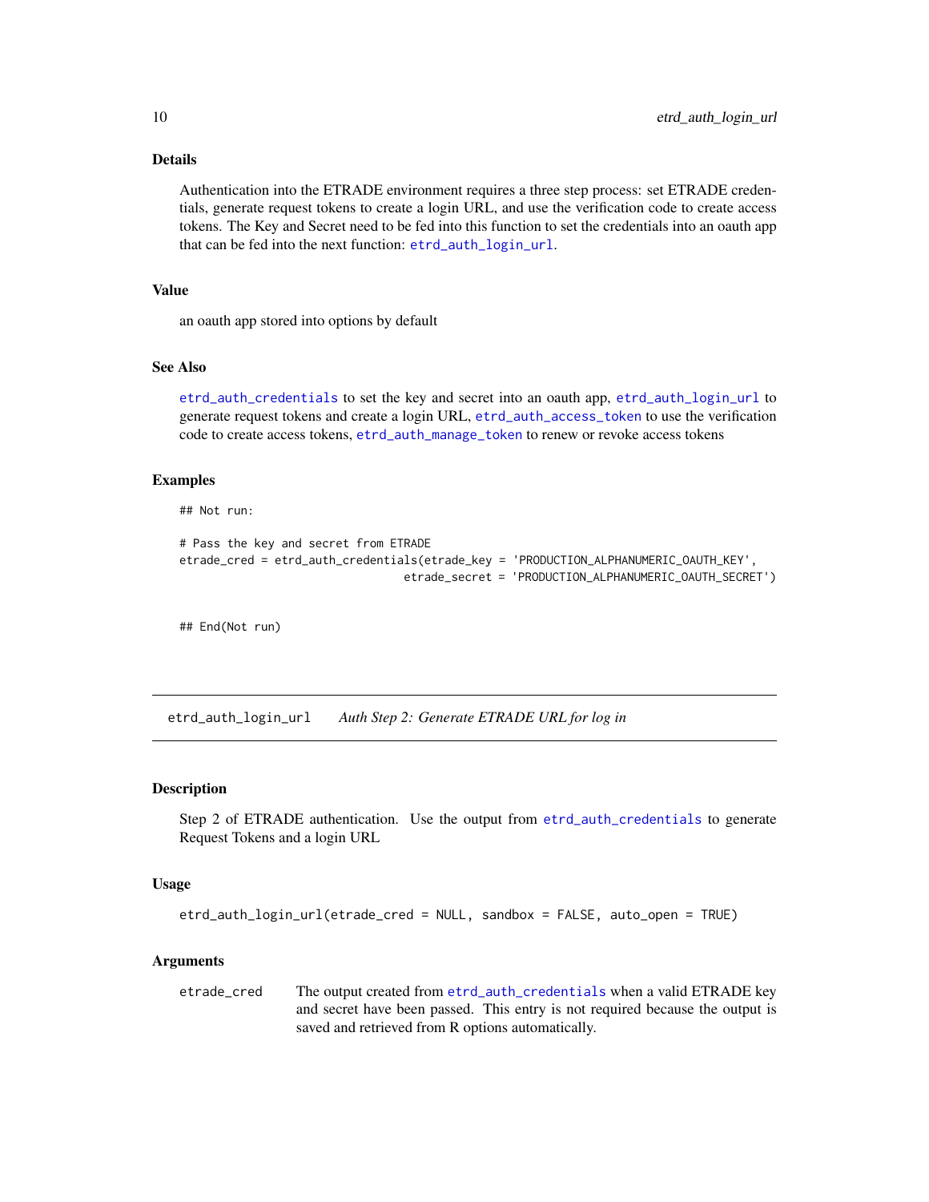### Details

Authentication into the ETRADE environment requires a three step process: set ETRADE credentials, generate request tokens to create a login URL, and use the verification code to create access tokens. The Key and Secret need to be fed into this function to set the credentials into an oauth app that can be fed into the next function: `etrd_auth_login_url`.

### Value

an oauth app stored into options by default

### See Also

`etrd_auth_credentials` to set the key and secret into an oauth app, `etrd_auth_login_url` to generate request tokens and create a login URL, `etrd_auth_access_token` to use the verification code to create access tokens, `etrd_auth_manage_token` to renew or revoke access tokens

### Examples

```
## Not run:

# Pass the key and secret from ETRADE
etrade_cred = etrd_auth_credentials(etrade_key = 'PRODUCTION_ALPHANUMERIC_OAUTH_KEY',
                                    etrade_secret = 'PRODUCTION_ALPHANUMERIC_OAUTH_SECRET')


## End(Not run)
```

---

## etrd_auth_login_url    *Auth Step 2: Generate ETRADE URL for log in*

---

### Description

Step 2 of ETRADE authentication. Use the output from `etrd_auth_credentials` to generate Request Tokens and a login URL

### Usage

```
etrd_auth_login_url(etrade_cred = NULL, sandbox = FALSE, auto_open = TRUE)
```

### Arguments

| | |
|---|---|
| etrade_cred | The output created from `etrd_auth_credentials` when a valid ETRADE key and secret have been passed. This entry is not required because the output is saved and retrieved from R options automatically. |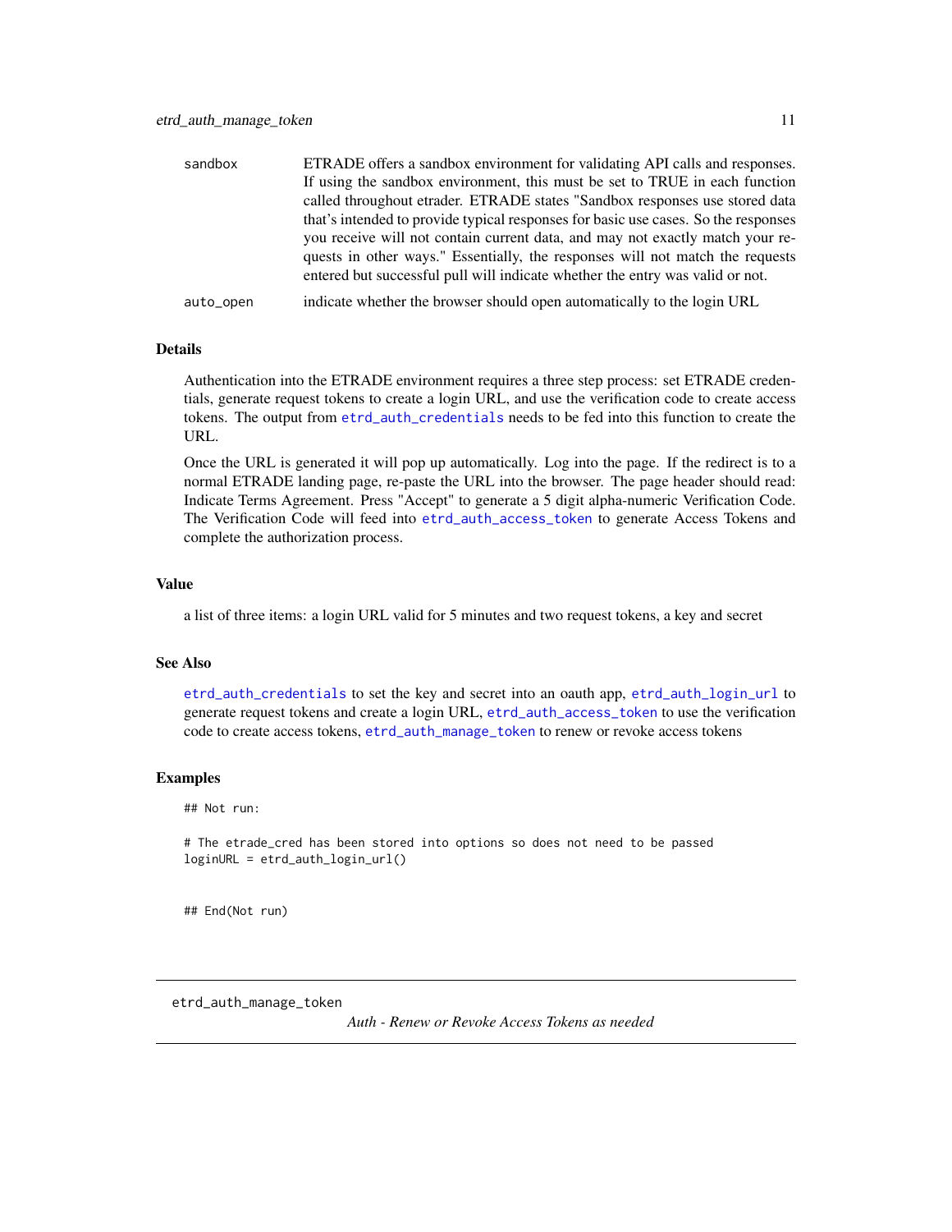| | |
|---|---|
| sandbox | ETRADE offers a sandbox environment for validating API calls and responses. If using the sandbox environment, this must be set to TRUE in each function called throughout etrader. ETRADE states "Sandbox responses use stored data that's intended to provide typical responses for basic use cases. So the responses you receive will not contain current data, and may not exactly match your requests in other ways." Essentially, the responses will not match the requests entered but successful pull will indicate whether the entry was valid or not. |
| auto_open | indicate whether the browser should open automatically to the login URL |

### Details

Authentication into the ETRADE environment requires a three step process: set ETRADE credentials, generate request tokens to create a login URL, and use the verification code to create access tokens. The output from `etrd_auth_credentials` needs to be fed into this function to create the URL.

Once the URL is generated it will pop up automatically. Log into the page. If the redirect is to a normal ETRADE landing page, re-paste the URL into the browser. The page header should read: Indicate Terms Agreement. Press "Accept" to generate a 5 digit alpha-numeric Verification Code. The Verification Code will feed into `etrd_auth_access_token` to generate Access Tokens and complete the authorization process.

### Value

a list of three items: a login URL valid for 5 minutes and two request tokens, a key and secret

### See Also

`etrd_auth_credentials` to set the key and secret into an oauth app, `etrd_auth_login_url` to generate request tokens and create a login URL, `etrd_auth_access_token` to use the verification code to create access tokens, `etrd_auth_manage_token` to renew or revoke access tokens

### Examples

```
## Not run:

# The etrade_cred has been stored into options so does not need to be passed
loginURL = etrd_auth_login_url()


## End(Not run)
```

---

## etrd_auth_manage_token

*Auth - Renew or Revoke Access Tokens as needed*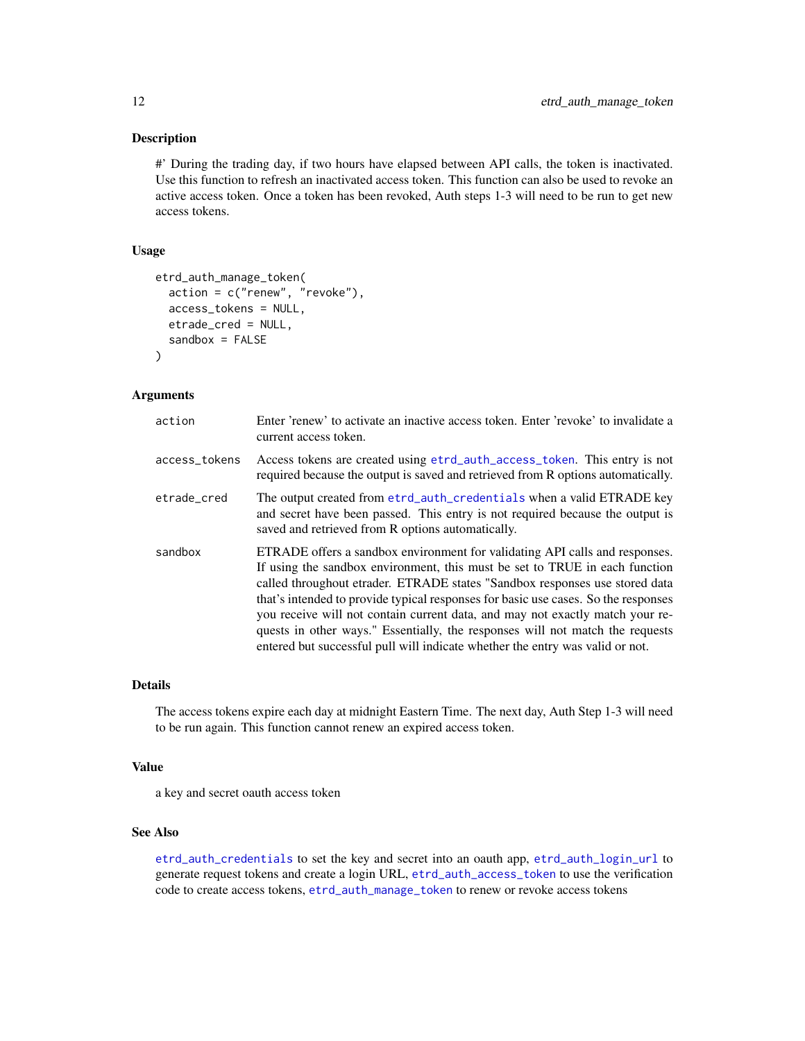### Description

#' During the trading day, if two hours have elapsed between API calls, the token is inactivated. Use this function to refresh an inactivated access token. This function can also be used to revoke an active access token. Once a token has been revoked, Auth steps 1-3 will need to be run to get new access tokens.

### Usage

```
etrd_auth_manage_token(
  action = c("renew", "revoke"),
  access_tokens = NULL,
  etrade_cred = NULL,
  sandbox = FALSE
)
```

### Arguments

| | |
|---|---|
| action | Enter 'renew' to activate an inactive access token. Enter 'revoke' to invalidate a current access token. |
| access_tokens | Access tokens are created using etrd_auth_access_token. This entry is not required because the output is saved and retrieved from R options automatically. |
| etrade_cred | The output created from etrd_auth_credentials when a valid ETRADE key and secret have been passed. This entry is not required because the output is saved and retrieved from R options automatically. |
| sandbox | ETRADE offers a sandbox environment for validating API calls and responses. If using the sandbox environment, this must be set to TRUE in each function called throughout etrader. ETRADE states "Sandbox responses use stored data that's intended to provide typical responses for basic use cases. So the responses you receive will not contain current data, and may not exactly match your requests in other ways." Essentially, the responses will not match the requests entered but successful pull will indicate whether the entry was valid or not. |

### Details

The access tokens expire each day at midnight Eastern Time. The next day, Auth Step 1-3 will need to be run again. This function cannot renew an expired access token.

### Value

a key and secret oauth access token

### See Also

etrd_auth_credentials to set the key and secret into an oauth app, etrd_auth_login_url to generate request tokens and create a login URL, etrd_auth_access_token to use the verification code to create access tokens, etrd_auth_manage_token to renew or revoke access tokens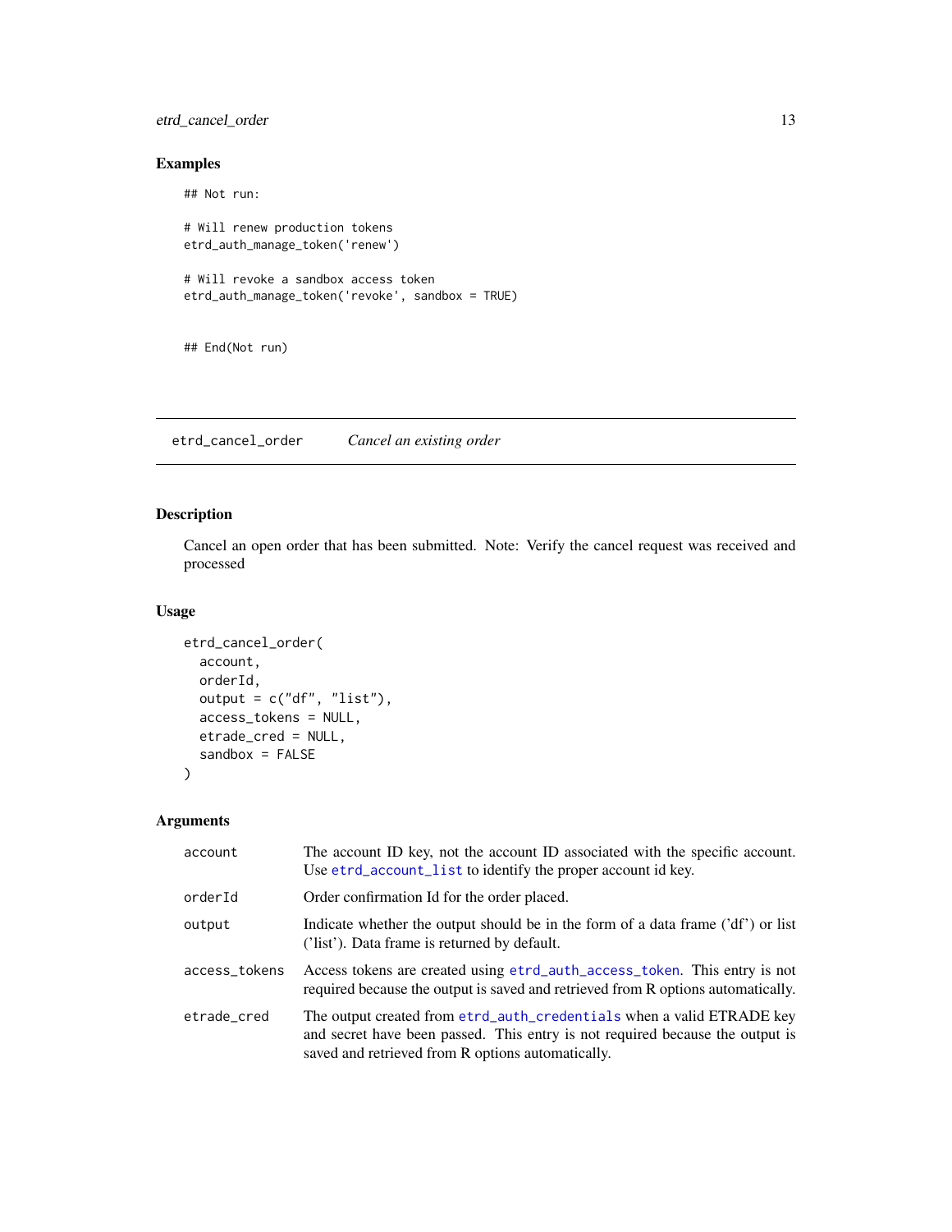### Examples

```
## Not run:

# Will renew production tokens
etrd_auth_manage_token('renew')

# Will revoke a sandbox access token
etrd_auth_manage_token('revoke', sandbox = TRUE)


## End(Not run)
```

---

## etrd_cancel_order *Cancel an existing order*

---

### Description

Cancel an open order that has been submitted. Note: Verify the cancel request was received and processed

### Usage

```
etrd_cancel_order(
  account,
  orderId,
  output = c("df", "list"),
  access_tokens = NULL,
  etrade_cred = NULL,
  sandbox = FALSE
)
```

### Arguments

| | |
|---|---|
| `account` | The account ID key, not the account ID associated with the specific account. Use `etrd_account_list` to identify the proper account id key. |
| `orderId` | Order confirmation Id for the order placed. |
| `output` | Indicate whether the output should be in the form of a data frame ('df') or list ('list'). Data frame is returned by default. |
| `access_tokens` | Access tokens are created using `etrd_auth_access_token`. This entry is not required because the output is saved and retrieved from R options automatically. |
| `etrade_cred` | The output created from `etrd_auth_credentials` when a valid ETRADE key and secret have been passed. This entry is not required because the output is saved and retrieved from R options automatically. |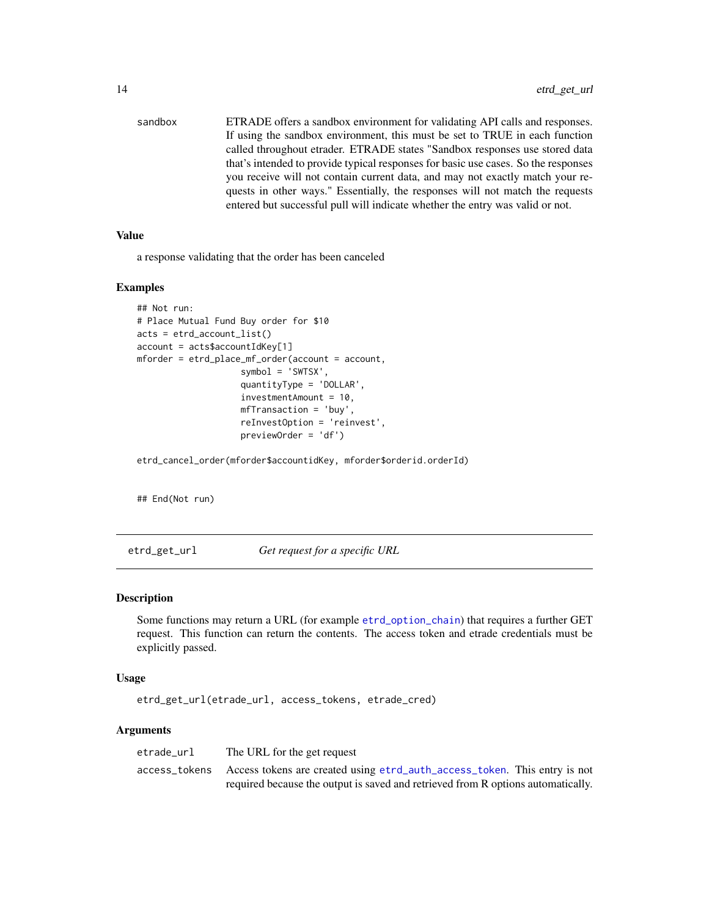sandbox    ETRADE offers a sandbox environment for validating API calls and responses. If using the sandbox environment, this must be set to TRUE in each function called throughout etrader. ETRADE states "Sandbox responses use stored data that's intended to provide typical responses for basic use cases. So the responses you receive will not contain current data, and may not exactly match your requests in other ways." Essentially, the responses will not match the requests entered but successful pull will indicate whether the entry was valid or not.

### Value

a response validating that the order has been canceled

### Examples

```
## Not run:
# Place Mutual Fund Buy order for $10
acts = etrd_account_list()
account = acts$accountIdKey[1]
mforder = etrd_place_mf_order(account = account,
                    symbol = 'SWTSX',
                    quantityType = 'DOLLAR',
                    investmentAmount = 10,
                    mfTransaction = 'buy',
                    reInvestOption = 'reinvest',
                    previewOrder = 'df')

etrd_cancel_order(mforder$accountidKey, mforder$orderid.orderId)


## End(Not run)
```

---

## etrd_get_url    *Get request for a specific URL*

### Description

Some functions may return a URL (for example etrd_option_chain) that requires a further GET request. This function can return the contents. The access token and etrade credentials must be explicitly passed.

### Usage

```
etrd_get_url(etrade_url, access_tokens, etrade_cred)
```

### Arguments

etrade_url    The URL for the get request

access_tokens    Access tokens are created using etrd_auth_access_token. This entry is not required because the output is saved and retrieved from R options automatically.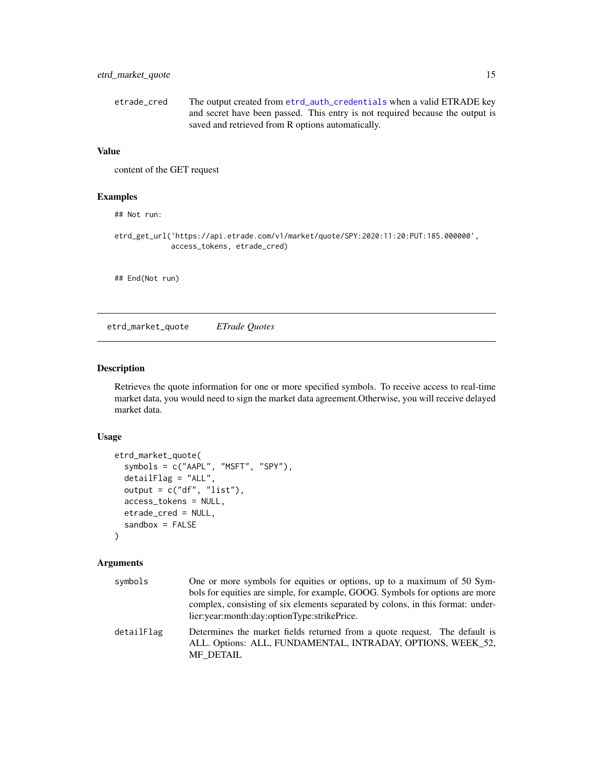| | |
|---|---|
| etrade_cred | The output created from etrd_auth_credentials when a valid ETRADE key and secret have been passed. This entry is not required because the output is saved and retrieved from R options automatically. |

### Value

content of the GET request

### Examples

```
## Not run:

etrd_get_url('https://api.etrade.com/v1/market/quote/SPY:2020:11:20:PUT:185.000000',
             access_tokens, etrade_cred)


## End(Not run)
```

---

## etrd_market_quote *ETrade Quotes*

---

### Description

Retrieves the quote information for one or more specified symbols. To receive access to real-time market data, you would need to sign the market data agreement.Otherwise, you will receive delayed market data.

### Usage

```
etrd_market_quote(
  symbols = c("AAPL", "MSFT", "SPY"),
  detailFlag = "ALL",
  output = c("df", "list"),
  access_tokens = NULL,
  etrade_cred = NULL,
  sandbox = FALSE
)
```

### Arguments

| | |
|---|---|
| symbols | One or more symbols for equities or options, up to a maximum of 50 Symbols for equities are simple, for example, GOOG. Symbols for options are more complex, consisting of six elements separated by colons, in this format: underlier:year:month:day:optionType:strikePrice. |
| detailFlag | Determines the market fields returned from a quote request. The default is ALL. Options: ALL, FUNDAMENTAL, INTRADAY, OPTIONS, WEEK_52, MF_DETAIL |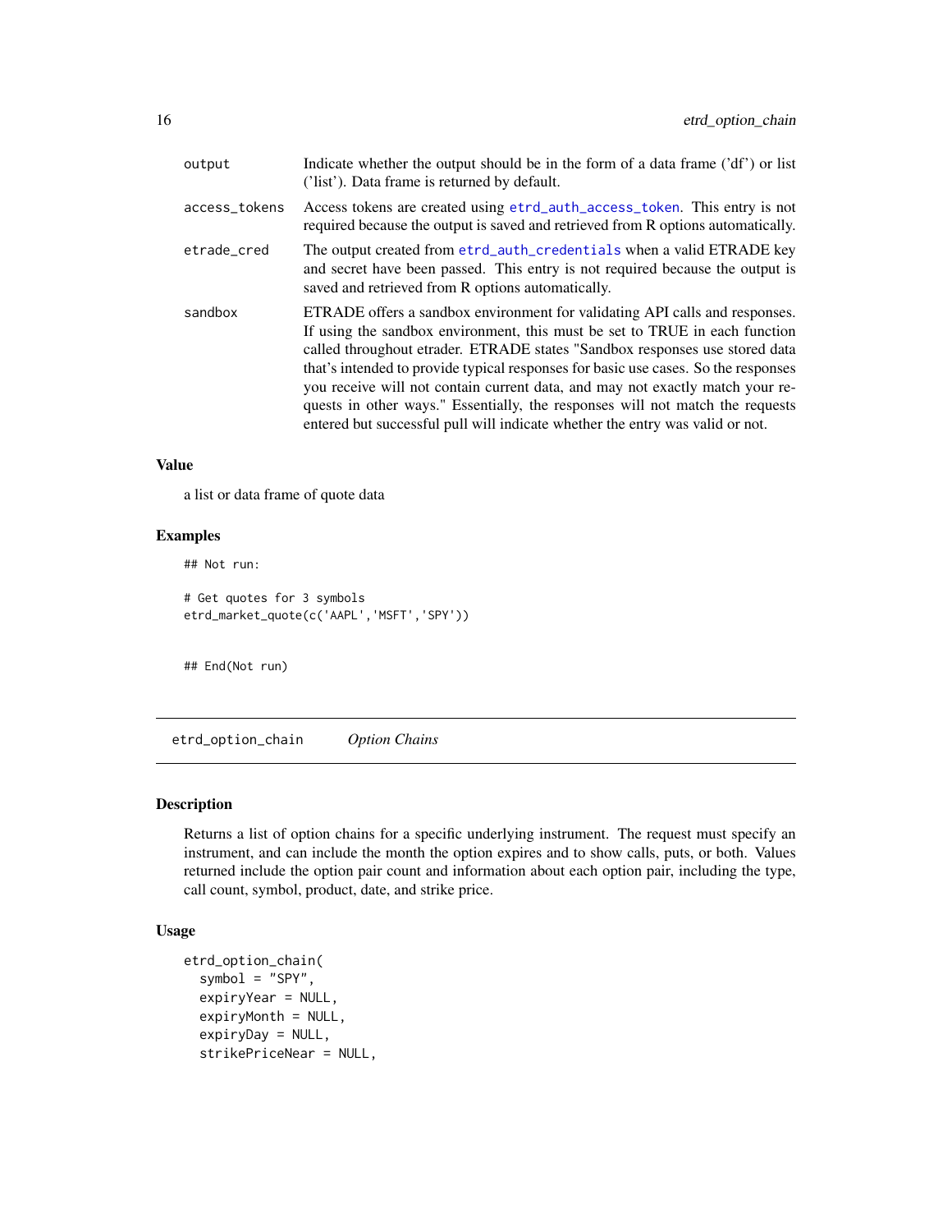| | |
|---|---|
| output | Indicate whether the output should be in the form of a data frame ('df') or list ('list'). Data frame is returned by default. |
| access_tokens | Access tokens are created using etrd_auth_access_token. This entry is not required because the output is saved and retrieved from R options automatically. |
| etrade_cred | The output created from etrd_auth_credentials when a valid ETRADE key and secret have been passed. This entry is not required because the output is saved and retrieved from R options automatically. |
| sandbox | ETRADE offers a sandbox environment for validating API calls and responses. If using the sandbox environment, this must be set to TRUE in each function called throughout etrader. ETRADE states "Sandbox responses use stored data that's intended to provide typical responses for basic use cases. So the responses you receive will not contain current data, and may not exactly match your requests in other ways." Essentially, the responses will not match the requests entered but successful pull will indicate whether the entry was valid or not. |

### Value

a list or data frame of quote data

### Examples

```
## Not run:

# Get quotes for 3 symbols
etrd_market_quote(c('AAPL','MSFT','SPY'))


## End(Not run)
```

---

## etrd_option_chain    *Option Chains*

---

### Description

Returns a list of option chains for a specific underlying instrument. The request must specify an instrument, and can include the month the option expires and to show calls, puts, or both. Values returned include the option pair count and information about each option pair, including the type, call count, symbol, product, date, and strike price.

### Usage

```
etrd_option_chain(
  symbol = "SPY",
  expiryYear = NULL,
  expiryMonth = NULL,
  expiryDay = NULL,
  strikePriceNear = NULL,
```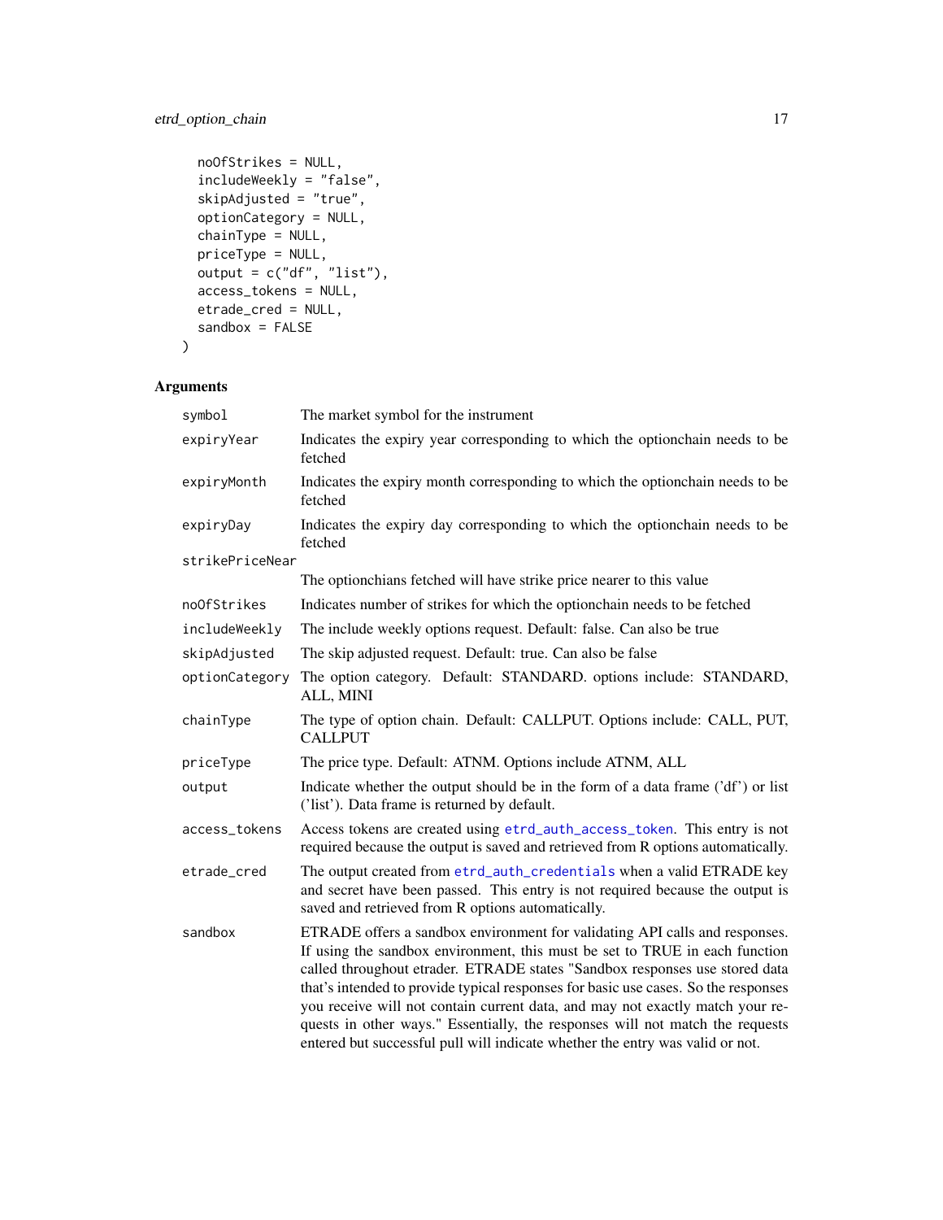```
  noOfStrikes = NULL,
  includeWeekly = "false",
  skipAdjusted = "true",
  optionCategory = NULL,
  chainType = NULL,
  priceType = NULL,
  output = c("df", "list"),
  access_tokens = NULL,
  etrade_cred = NULL,
  sandbox = FALSE
)
```

### Arguments

| | |
|---|---|
| symbol | The market symbol for the instrument |
| expiryYear | Indicates the expiry year corresponding to which the optionchain needs to be fetched |
| expiryMonth | Indicates the expiry month corresponding to which the optionchain needs to be fetched |
| expiryDay | Indicates the expiry day corresponding to which the optionchain needs to be fetched |
| strikePriceNear | The optionchians fetched will have strike price nearer to this value |
| noOfStrikes | Indicates number of strikes for which the optionchain needs to be fetched |
| includeWeekly | The include weekly options request. Default: false. Can also be true |
| skipAdjusted | The skip adjusted request. Default: true. Can also be false |
| optionCategory | The option category. Default: STANDARD. options include: STANDARD, ALL, MINI |
| chainType | The type of option chain. Default: CALLPUT. Options include: CALL, PUT, CALLPUT |
| priceType | The price type. Default: ATNM. Options include ATNM, ALL |
| output | Indicate whether the output should be in the form of a data frame ('df') or list ('list'). Data frame is returned by default. |
| access_tokens | Access tokens are created using etrd_auth_access_token. This entry is not required because the output is saved and retrieved from R options automatically. |
| etrade_cred | The output created from etrd_auth_credentials when a valid ETRADE key and secret have been passed. This entry is not required because the output is saved and retrieved from R options automatically. |
| sandbox | ETRADE offers a sandbox environment for validating API calls and responses. If using the sandbox environment, this must be set to TRUE in each function called throughout etrader. ETRADE states "Sandbox responses use stored data that's intended to provide typical responses for basic use cases. So the responses you receive will not contain current data, and may not exactly match your requests in other ways." Essentially, the responses will not match the requests entered but successful pull will indicate whether the entry was valid or not. |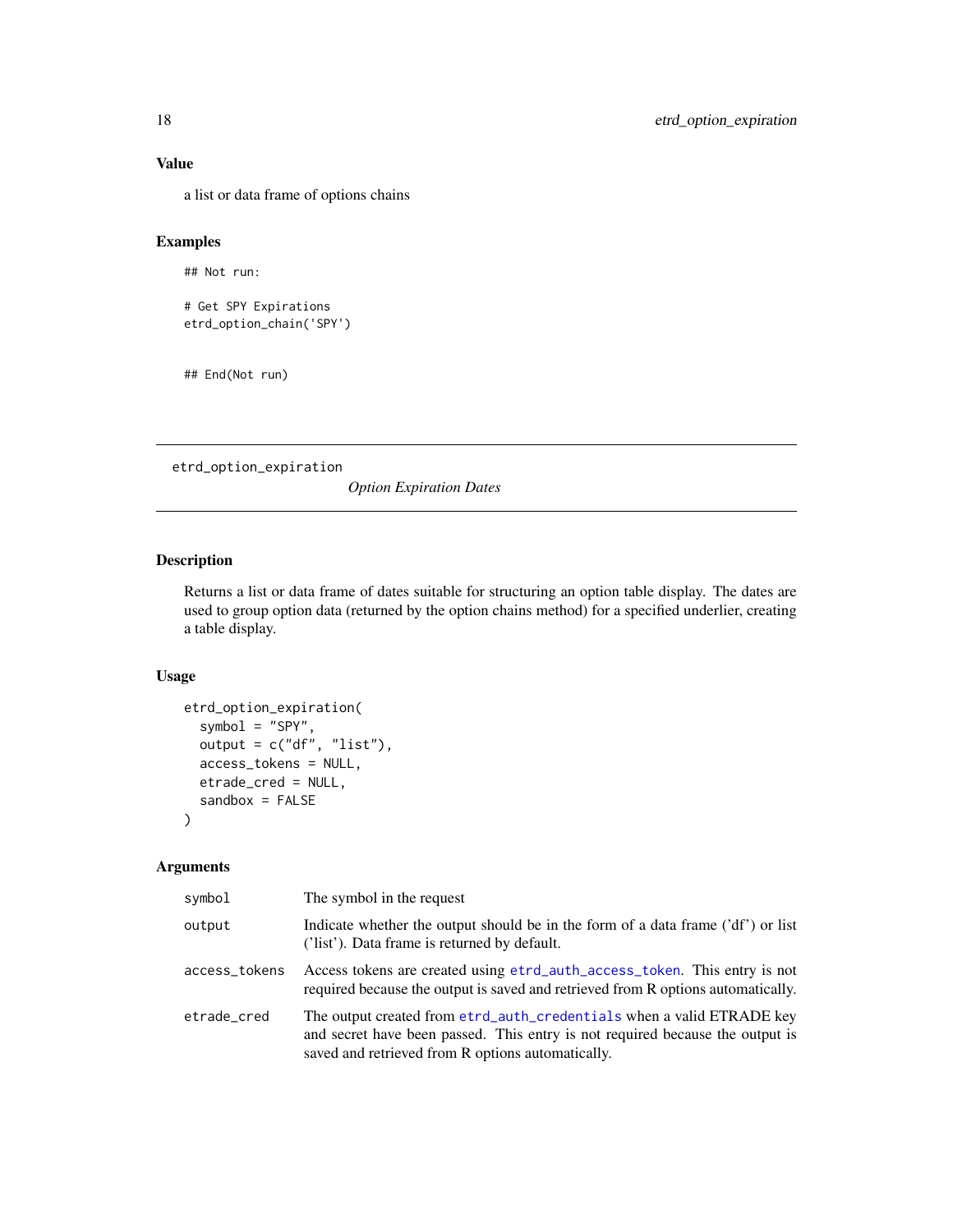### Value

a list or data frame of options chains

### Examples

```
## Not run:

# Get SPY Expirations
etrd_option_chain('SPY')


## End(Not run)
```

---

## etrd_option_expiration &nbsp;&nbsp;&nbsp; *Option Expiration Dates*

---

### Description

Returns a list or data frame of dates suitable for structuring an option table display. The dates are used to group option data (returned by the option chains method) for a specified underlier, creating a table display.

### Usage

```
etrd_option_expiration(
  symbol = "SPY",
  output = c("df", "list"),
  access_tokens = NULL,
  etrade_cred = NULL,
  sandbox = FALSE
)
```

### Arguments

| | |
|---|---|
| symbol | The symbol in the request |
| output | Indicate whether the output should be in the form of a data frame ('df') or list ('list'). Data frame is returned by default. |
| access_tokens | Access tokens are created using etrd_auth_access_token. This entry is not required because the output is saved and retrieved from R options automatically. |
| etrade_cred | The output created from etrd_auth_credentials when a valid ETRADE key and secret have been passed. This entry is not required because the output is saved and retrieved from R options automatically. |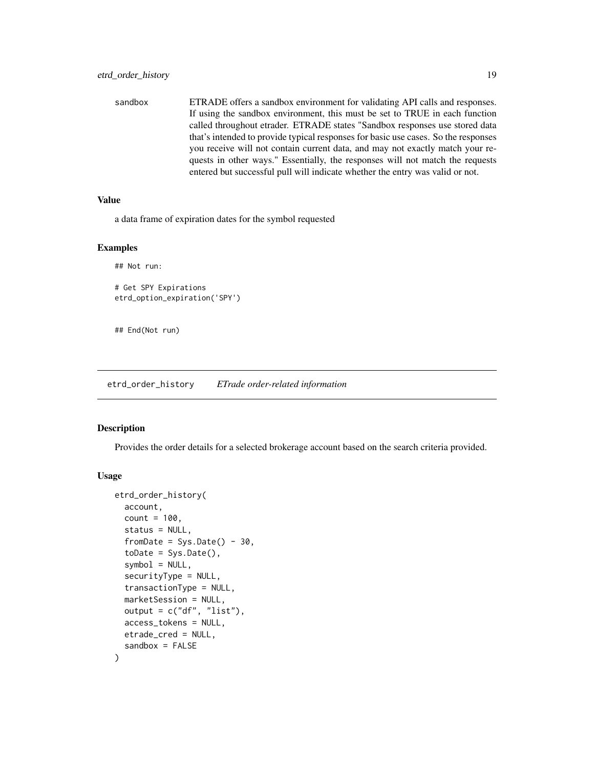| | |
|---|---|
| sandbox | ETRADE offers a sandbox environment for validating API calls and responses. If using the sandbox environment, this must be set to TRUE in each function called throughout etrader. ETRADE states "Sandbox responses use stored data that's intended to provide typical responses for basic use cases. So the responses you receive will not contain current data, and may not exactly match your requests in other ways." Essentially, the responses will not match the requests entered but successful pull will indicate whether the entry was valid or not. |

### Value

a data frame of expiration dates for the symbol requested

### Examples

```
## Not run:

# Get SPY Expirations
etrd_option_expiration('SPY')


## End(Not run)
```

---

## etrd_order_history *ETrade order-related information*

---

### Description

Provides the order details for a selected brokerage account based on the search criteria provided.

### Usage

```
etrd_order_history(
  account,
  count = 100,
  status = NULL,
  fromDate = Sys.Date() - 30,
  toDate = Sys.Date(),
  symbol = NULL,
  securityType = NULL,
  transactionType = NULL,
  marketSession = NULL,
  output = c("df", "list"),
  access_tokens = NULL,
  etrade_cred = NULL,
  sandbox = FALSE
)
```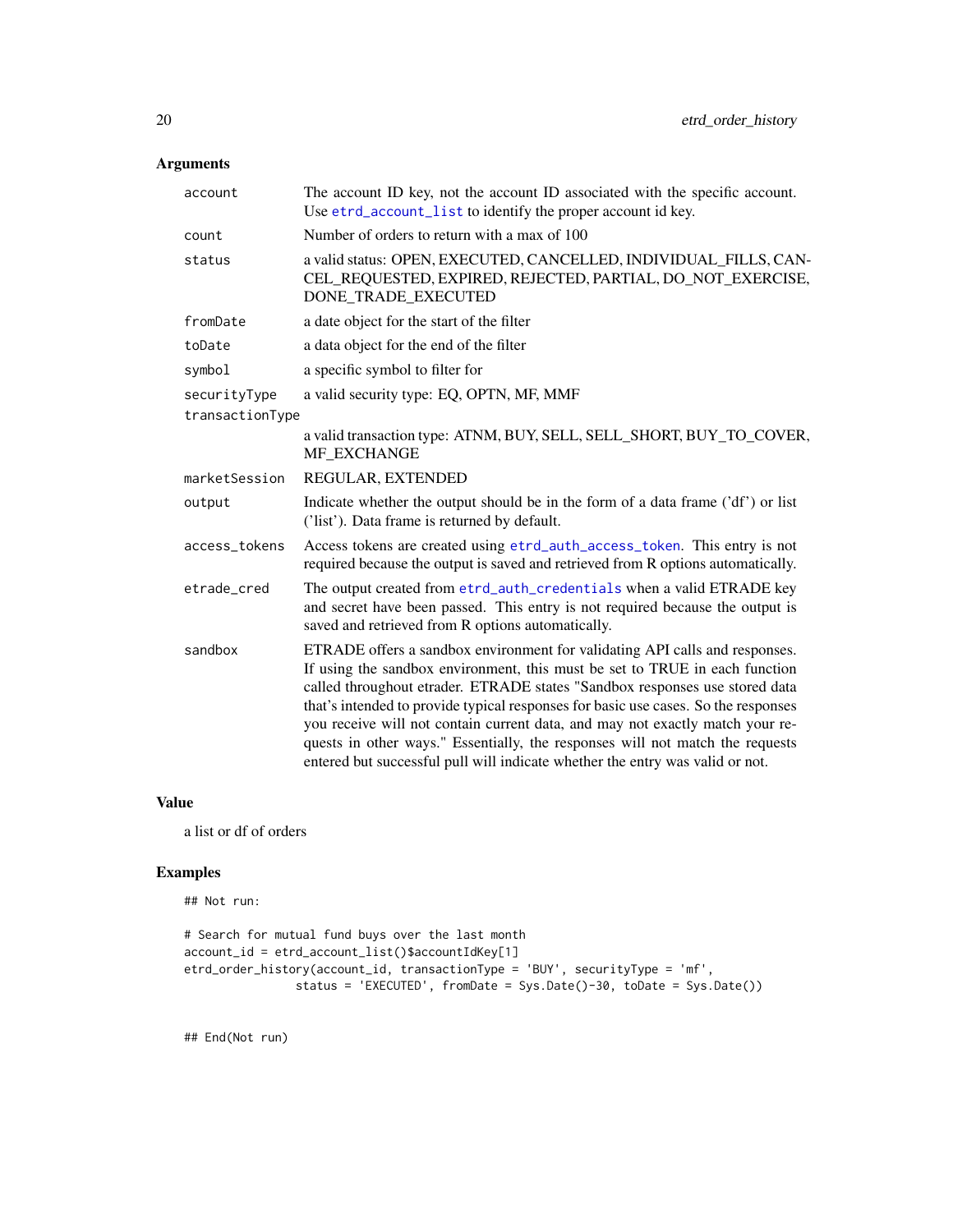### Arguments

| | |
|---|---|
| account | The account ID key, not the account ID associated with the specific account. Use etrd_account_list to identify the proper account id key. |
| count | Number of orders to return with a max of 100 |
| status | a valid status: OPEN, EXECUTED, CANCELLED, INDIVIDUAL_FILLS, CANCEL_REQUESTED, EXPIRED, REJECTED, PARTIAL, DO_NOT_EXERCISE, DONE_TRADE_EXECUTED |
| fromDate | a date object for the start of the filter |
| toDate | a data object for the end of the filter |
| symbol | a specific symbol to filter for |
| securityType | a valid security type: EQ, OPTN, MF, MMF |
| transactionType | a valid transaction type: ATNM, BUY, SELL, SELL_SHORT, BUY_TO_COVER, MF_EXCHANGE |
| marketSession | REGULAR, EXTENDED |
| output | Indicate whether the output should be in the form of a data frame ('df') or list ('list'). Data frame is returned by default. |
| access_tokens | Access tokens are created using etrd_auth_access_token. This entry is not required because the output is saved and retrieved from R options automatically. |
| etrade_cred | The output created from etrd_auth_credentials when a valid ETRADE key and secret have been passed. This entry is not required because the output is saved and retrieved from R options automatically. |
| sandbox | ETRADE offers a sandbox environment for validating API calls and responses. If using the sandbox environment, this must be set to TRUE in each function called throughout etrader. ETRADE states "Sandbox responses use stored data that's intended to provide typical responses for basic use cases. So the responses you receive will not contain current data, and may not exactly match your requests in other ways." Essentially, the responses will not match the requests entered but successful pull will indicate whether the entry was valid or not. |

### Value

a list or df of orders

### Examples

```
## Not run:

# Search for mutual fund buys over the last month
account_id = etrd_account_list()$accountIdKey[1]
etrd_order_history(account_id, transactionType = 'BUY', securityType = 'mf',
                status = 'EXECUTED', fromDate = Sys.Date()-30, toDate = Sys.Date())


## End(Not run)
```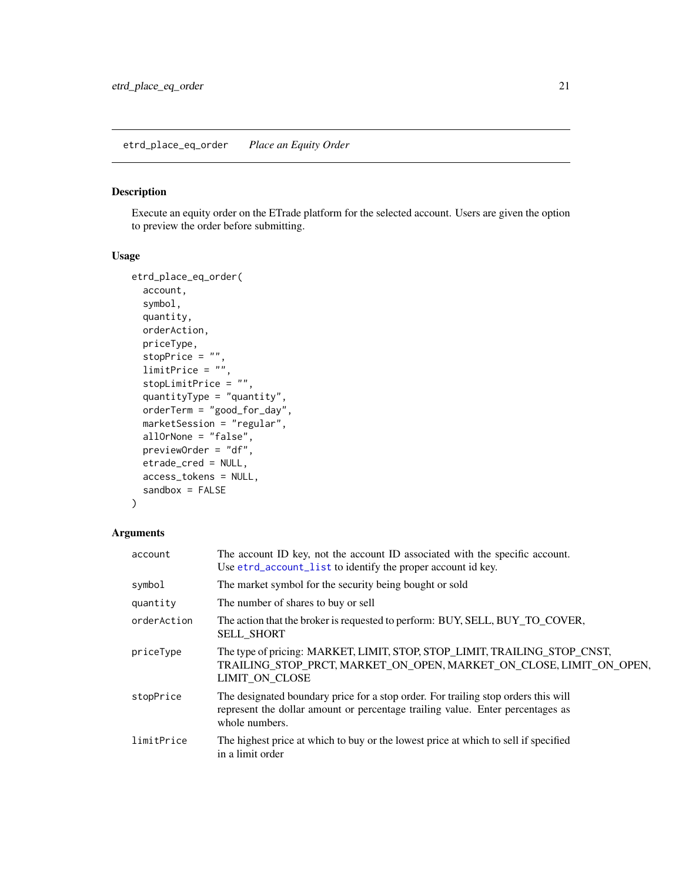## etrd_place_eq_order — *Place an Equity Order*

### Description

Execute an equity order on the ETrade platform for the selected account. Users are given the option to preview the order before submitting.

### Usage

```
etrd_place_eq_order(
  account,
  symbol,
  quantity,
  orderAction,
  priceType,
  stopPrice = "",
  limitPrice = "",
  stopLimitPrice = "",
  quantityType = "quantity",
  orderTerm = "good_for_day",
  marketSession = "regular",
  allOrNone = "false",
  previewOrder = "df",
  etrade_cred = NULL,
  access_tokens = NULL,
  sandbox = FALSE
)
```

### Arguments

| | |
|---|---|
| `account` | The account ID key, not the account ID associated with the specific account. Use `etrd_account_list` to identify the proper account id key. |
| `symbol` | The market symbol for the security being bought or sold |
| `quantity` | The number of shares to buy or sell |
| `orderAction` | The action that the broker is requested to perform: BUY, SELL, BUY_TO_COVER, SELL_SHORT |
| `priceType` | The type of pricing: MARKET, LIMIT, STOP, STOP_LIMIT, TRAILING_STOP_CNST, TRAILING_STOP_PRCT, MARKET_ON_OPEN, MARKET_ON_CLOSE, LIMIT_ON_OPEN, LIMIT_ON_CLOSE |
| `stopPrice` | The designated boundary price for a stop order. For trailing stop orders this will represent the dollar amount or percentage trailing value. Enter percentages as whole numbers. |
| `limitPrice` | The highest price at which to buy or the lowest price at which to sell if specified in a limit order |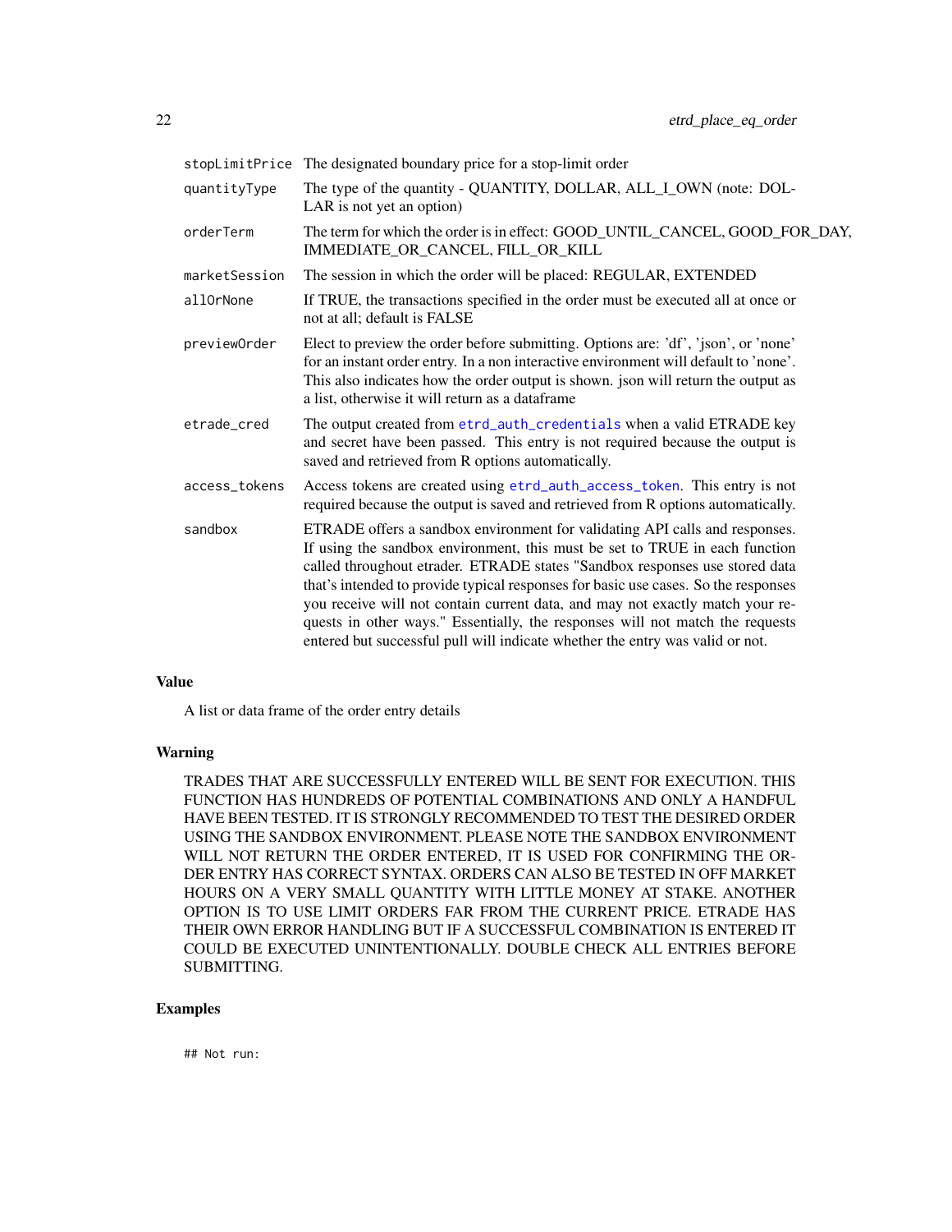| | |
|---|---|
| stopLimitPrice | The designated boundary price for a stop-limit order |
| quantityType | The type of the quantity - QUANTITY, DOLLAR, ALL_I_OWN (note: DOLLAR is not yet an option) |
| orderTerm | The term for which the order is in effect: GOOD_UNTIL_CANCEL, GOOD_FOR_DAY, IMMEDIATE_OR_CANCEL, FILL_OR_KILL |
| marketSession | The session in which the order will be placed: REGULAR, EXTENDED |
| allOrNone | If TRUE, the transactions specified in the order must be executed all at once or not at all; default is FALSE |
| previewOrder | Elect to preview the order before submitting. Options are: 'df', 'json', or 'none' for an instant order entry. In a non interactive environment will default to 'none'. This also indicates how the order output is shown. json will return the output as a list, otherwise it will return as a dataframe |
| etrade_cred | The output created from etrd_auth_credentials when a valid ETRADE key and secret have been passed. This entry is not required because the output is saved and retrieved from R options automatically. |
| access_tokens | Access tokens are created using etrd_auth_access_token. This entry is not required because the output is saved and retrieved from R options automatically. |
| sandbox | ETRADE offers a sandbox environment for validating API calls and responses. If using the sandbox environment, this must be set to TRUE in each function called throughout etrader. ETRADE states "Sandbox responses use stored data that's intended to provide typical responses for basic use cases. So the responses you receive will not contain current data, and may not exactly match your requests in other ways." Essentially, the responses will not match the requests entered but successful pull will indicate whether the entry was valid or not. |

## Value

A list or data frame of the order entry details

## Warning

TRADES THAT ARE SUCCESSFULLY ENTERED WILL BE SENT FOR EXECUTION. THIS FUNCTION HAS HUNDREDS OF POTENTIAL COMBINATIONS AND ONLY A HANDFUL HAVE BEEN TESTED. IT IS STRONGLY RECOMMENDED TO TEST THE DESIRED ORDER USING THE SANDBOX ENVIRONMENT. PLEASE NOTE THE SANDBOX ENVIRONMENT WILL NOT RETURN THE ORDER ENTERED, IT IS USED FOR CONFIRMING THE ORDER ENTRY HAS CORRECT SYNTAX. ORDERS CAN ALSO BE TESTED IN OFF MARKET HOURS ON A VERY SMALL QUANTITY WITH LITTLE MONEY AT STAKE. ANOTHER OPTION IS TO USE LIMIT ORDERS FAR FROM THE CURRENT PRICE. ETRADE HAS THEIR OWN ERROR HANDLING BUT IF A SUCCESSFUL COMBINATION IS ENTERED IT COULD BE EXECUTED UNINTENTIONALLY. DOUBLE CHECK ALL ENTRIES BEFORE SUBMITTING.

## Examples

```
## Not run:
```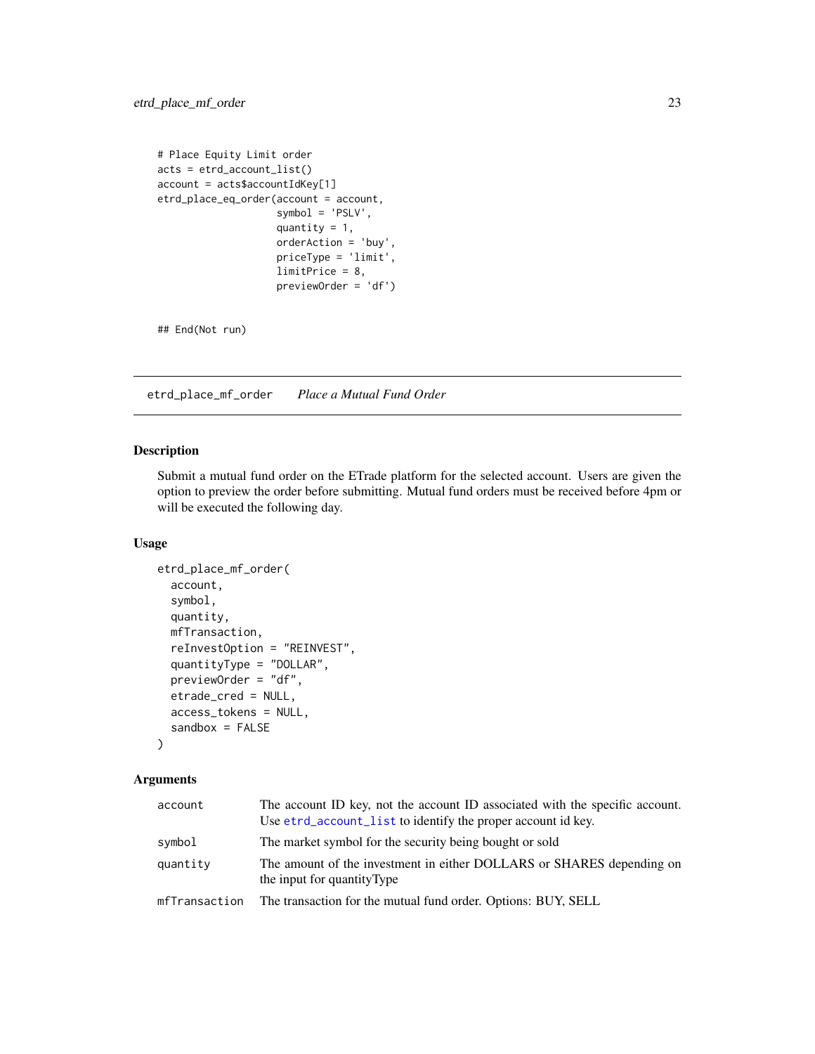```
# Place Equity Limit order
acts = etrd_account_list()
account = acts$accountIdKey[1]
etrd_place_eq_order(account = account,
                    symbol = 'PSLV',
                    quantity = 1,
                    orderAction = 'buy',
                    priceType = 'limit',
                    limitPrice = 8,
                    previewOrder = 'df')


## End(Not run)
```

---

## etrd_place_mf_order *Place a Mutual Fund Order*

---

### Description

Submit a mutual fund order on the ETrade platform for the selected account. Users are given the option to preview the order before submitting. Mutual fund orders must be received before 4pm or will be executed the following day.

### Usage

```
etrd_place_mf_order(
  account,
  symbol,
  quantity,
  mfTransaction,
  reInvestOption = "REINVEST",
  quantityType = "DOLLAR",
  previewOrder = "df",
  etrade_cred = NULL,
  access_tokens = NULL,
  sandbox = FALSE
)
```

### Arguments

| | |
|---|---|
| `account` | The account ID key, not the account ID associated with the specific account. Use `etrd_account_list` to identify the proper account id key. |
| `symbol` | The market symbol for the security being bought or sold |
| `quantity` | The amount of the investment in either DOLLARS or SHARES depending on the input for quantityType |
| `mfTransaction` | The transaction for the mutual fund order. Options: BUY, SELL |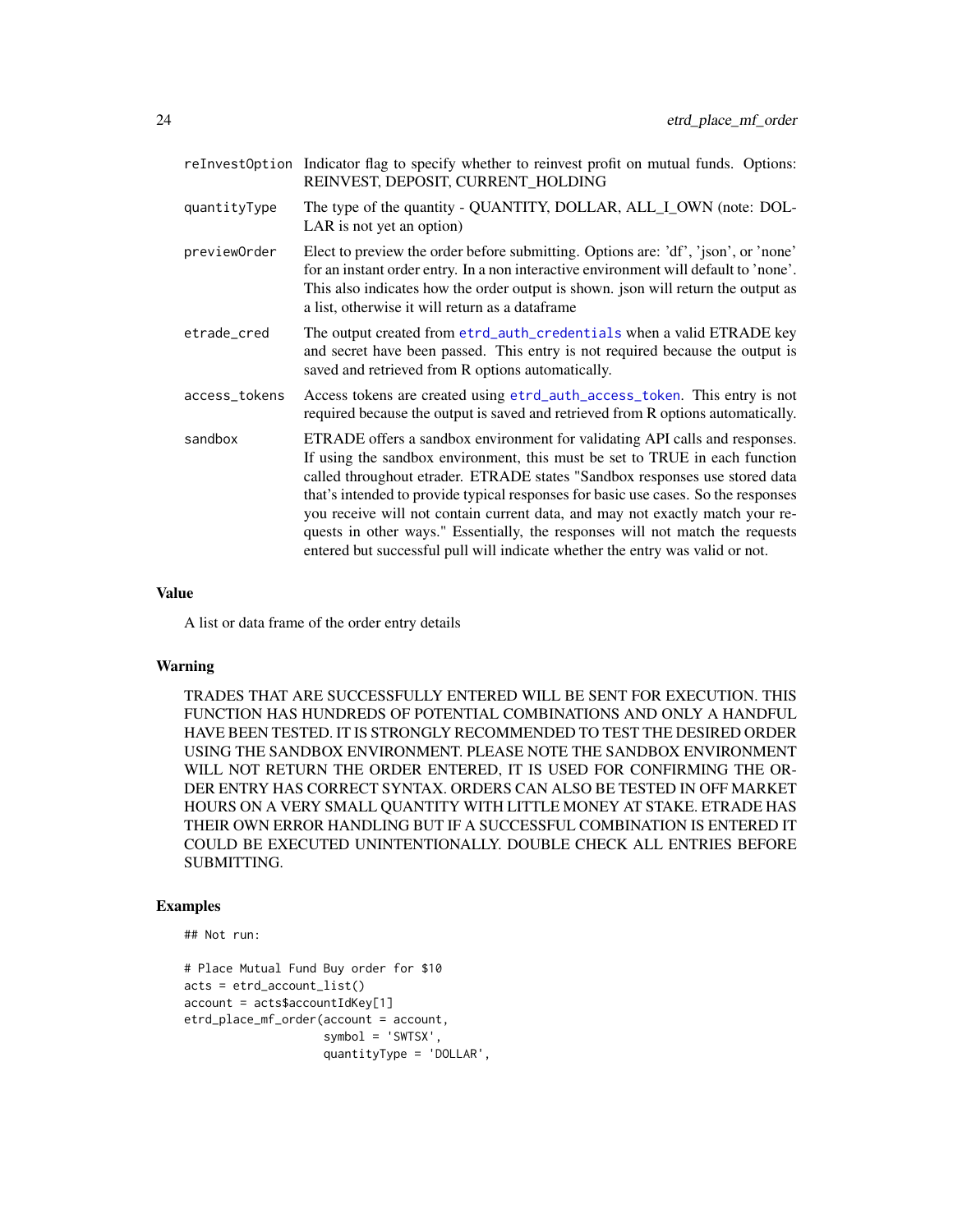| | |
|---|---|
| reInvestOption | Indicator flag to specify whether to reinvest profit on mutual funds. Options: REINVEST, DEPOSIT, CURRENT_HOLDING |
| quantityType | The type of the quantity - QUANTITY, DOLLAR, ALL_I_OWN (note: DOLLAR is not yet an option) |
| previewOrder | Elect to preview the order before submitting. Options are: 'df', 'json', or 'none' for an instant order entry. In a non interactive environment will default to 'none'. This also indicates how the order output is shown. json will return the output as a list, otherwise it will return as a dataframe |
| etrade_cred | The output created from etrd_auth_credentials when a valid ETRADE key and secret have been passed. This entry is not required because the output is saved and retrieved from R options automatically. |
| access_tokens | Access tokens are created using etrd_auth_access_token. This entry is not required because the output is saved and retrieved from R options automatically. |
| sandbox | ETRADE offers a sandbox environment for validating API calls and responses. If using the sandbox environment, this must be set to TRUE in each function called throughout etrader. ETRADE states "Sandbox responses use stored data that's intended to provide typical responses for basic use cases. So the responses you receive will not contain current data, and may not exactly match your requests in other ways." Essentially, the responses will not match the requests entered but successful pull will indicate whether the entry was valid or not. |

## Value

A list or data frame of the order entry details

## Warning

TRADES THAT ARE SUCCESSFULLY ENTERED WILL BE SENT FOR EXECUTION. THIS FUNCTION HAS HUNDREDS OF POTENTIAL COMBINATIONS AND ONLY A HANDFUL HAVE BEEN TESTED. IT IS STRONGLY RECOMMENDED TO TEST THE DESIRED ORDER USING THE SANDBOX ENVIRONMENT. PLEASE NOTE THE SANDBOX ENVIRONMENT WILL NOT RETURN THE ORDER ENTERED, IT IS USED FOR CONFIRMING THE ORDER ENTRY HAS CORRECT SYNTAX. ORDERS CAN ALSO BE TESTED IN OFF MARKET HOURS ON A VERY SMALL QUANTITY WITH LITTLE MONEY AT STAKE. ETRADE HAS THEIR OWN ERROR HANDLING BUT IF A SUCCESSFUL COMBINATION IS ENTERED IT COULD BE EXECUTED UNINTENTIONALLY. DOUBLE CHECK ALL ENTRIES BEFORE SUBMITTING.

## Examples

```
## Not run:

# Place Mutual Fund Buy order for $10
acts = etrd_account_list()
account = acts$accountIdKey[1]
etrd_place_mf_order(account = account,
                    symbol = 'SWTSX',
                    quantityType = 'DOLLAR',
```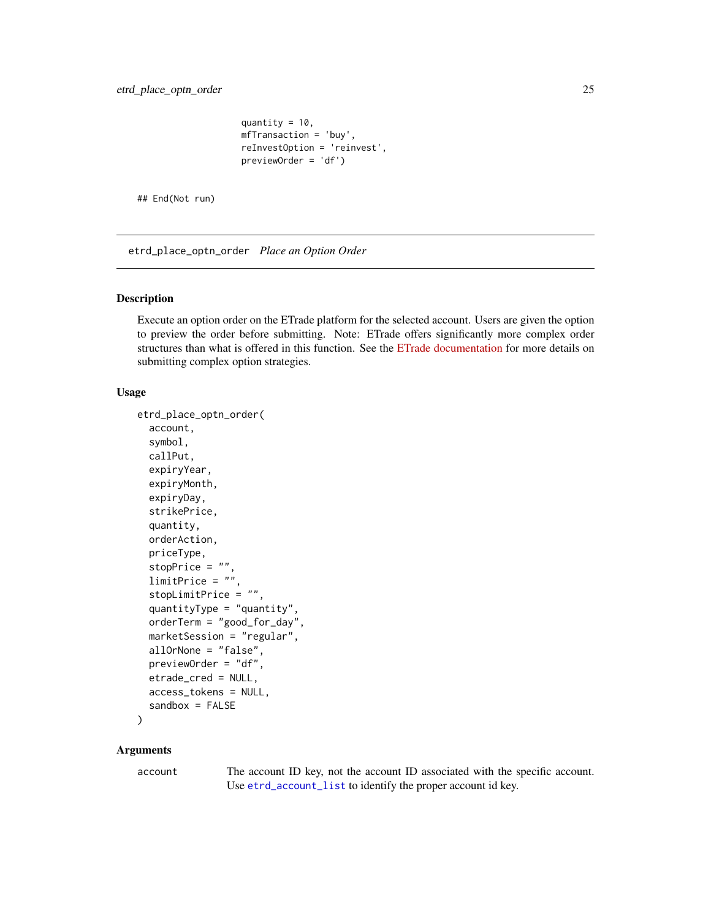```
                    quantity = 10,
                    mfTransaction = 'buy',
                    reInvestOption = 'reinvest',
                    previewOrder = 'df')

## End(Not run)
```

---

## etrd_place_optn_order    *Place an Option Order*

---

### Description

Execute an option order on the ETrade platform for the selected account. Users are given the option to preview the order before submitting. Note: ETrade offers significantly more complex order structures than what is offered in this function. See the ETrade documentation for more details on submitting complex option strategies.

### Usage

```
etrd_place_optn_order(
  account,
  symbol,
  callPut,
  expiryYear,
  expiryMonth,
  expiryDay,
  strikePrice,
  quantity,
  orderAction,
  priceType,
  stopPrice = "",
  limitPrice = "",
  stopLimitPrice = "",
  quantityType = "quantity",
  orderTerm = "good_for_day",
  marketSession = "regular",
  allOrNone = "false",
  previewOrder = "df",
  etrade_cred = NULL,
  access_tokens = NULL,
  sandbox = FALSE
)
```

### Arguments

| | |
|---|---|
| `account` | The account ID key, not the account ID associated with the specific account. Use `etrd_account_list` to identify the proper account id key. |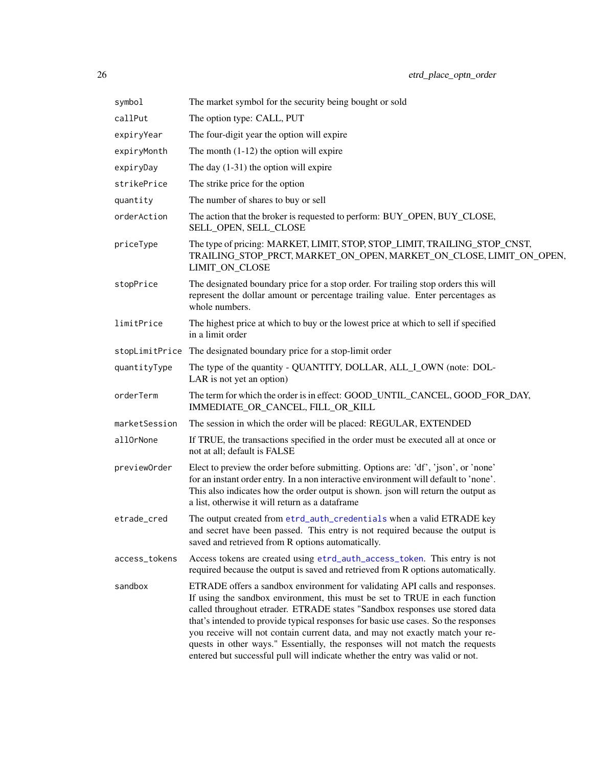| | |
|---|---|
| `symbol` | The market symbol for the security being bought or sold |
| `callPut` | The option type: CALL, PUT |
| `expiryYear` | The four-digit year the option will expire |
| `expiryMonth` | The month (1-12) the option will expire |
| `expiryDay` | The day (1-31) the option will expire |
| `strikePrice` | The strike price for the option |
| `quantity` | The number of shares to buy or sell |
| `orderAction` | The action that the broker is requested to perform: BUY_OPEN, BUY_CLOSE, SELL_OPEN, SELL_CLOSE |
| `priceType` | The type of pricing: MARKET, LIMIT, STOP, STOP_LIMIT, TRAILING_STOP_CNST, TRAILING_STOP_PRCT, MARKET_ON_OPEN, MARKET_ON_CLOSE, LIMIT_ON_OPEN, LIMIT_ON_CLOSE |
| `stopPrice` | The designated boundary price for a stop order. For trailing stop orders this will represent the dollar amount or percentage trailing value. Enter percentages as whole numbers. |
| `limitPrice` | The highest price at which to buy or the lowest price at which to sell if specified in a limit order |
| `stopLimitPrice` | The designated boundary price for a stop-limit order |
| `quantityType` | The type of the quantity - QUANTITY, DOLLAR, ALL_I_OWN (note: DOLLAR is not yet an option) |
| `orderTerm` | The term for which the order is in effect: GOOD_UNTIL_CANCEL, GOOD_FOR_DAY, IMMEDIATE_OR_CANCEL, FILL_OR_KILL |
| `marketSession` | The session in which the order will be placed: REGULAR, EXTENDED |
| `allOrNone` | If TRUE, the transactions specified in the order must be executed all at once or not at all; default is FALSE |
| `previewOrder` | Elect to preview the order before submitting. Options are: 'df', 'json', or 'none' for an instant order entry. In a non interactive environment will default to 'none'. This also indicates how the order output is shown. json will return the output as a list, otherwise it will return as a dataframe |
| `etrade_cred` | The output created from `etrd_auth_credentials` when a valid ETRADE key and secret have been passed. This entry is not required because the output is saved and retrieved from R options automatically. |
| `access_tokens` | Access tokens are created using `etrd_auth_access_token`. This entry is not required because the output is saved and retrieved from R options automatically. |
| `sandbox` | ETRADE offers a sandbox environment for validating API calls and responses. If using the sandbox environment, this must be set to TRUE in each function called throughout etrader. ETRADE states "Sandbox responses use stored data that's intended to provide typical responses for basic use cases. So the responses you receive will not contain current data, and may not exactly match your requests in other ways." Essentially, the responses will not match the requests entered but successful pull will indicate whether the entry was valid or not. |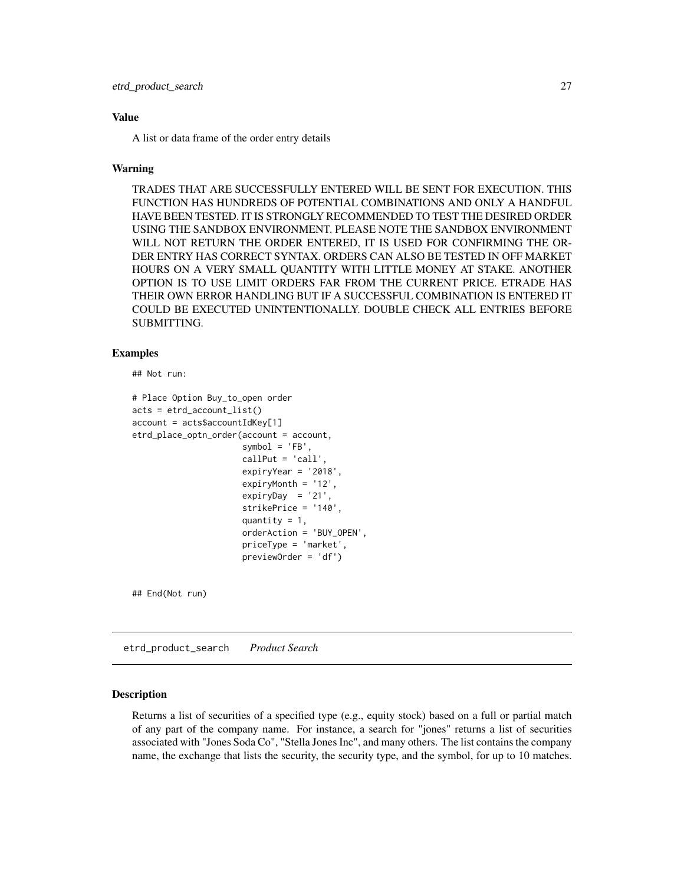### Value

A list or data frame of the order entry details

### Warning

TRADES THAT ARE SUCCESSFULLY ENTERED WILL BE SENT FOR EXECUTION. THIS FUNCTION HAS HUNDREDS OF POTENTIAL COMBINATIONS AND ONLY A HANDFUL HAVE BEEN TESTED. IT IS STRONGLY RECOMMENDED TO TEST THE DESIRED ORDER USING THE SANDBOX ENVIRONMENT. PLEASE NOTE THE SANDBOX ENVIRONMENT WILL NOT RETURN THE ORDER ENTERED, IT IS USED FOR CONFIRMING THE ORDER ENTRY HAS CORRECT SYNTAX. ORDERS CAN ALSO BE TESTED IN OFF MARKET HOURS ON A VERY SMALL QUANTITY WITH LITTLE MONEY AT STAKE. ANOTHER OPTION IS TO USE LIMIT ORDERS FAR FROM THE CURRENT PRICE. ETRADE HAS THEIR OWN ERROR HANDLING BUT IF A SUCCESSFUL COMBINATION IS ENTERED IT COULD BE EXECUTED UNINTENTIONALLY. DOUBLE CHECK ALL ENTRIES BEFORE SUBMITTING.

### Examples

```
## Not run:

# Place Option Buy_to_open order
acts = etrd_account_list()
account = acts$accountIdKey[1]
etrd_place_optn_order(account = account,
                      symbol = 'FB',
                      callPut = 'call',
                      expiryYear = '2018',
                      expiryMonth = '12',
                      expiryDay  = '21',
                      strikePrice = '140',
                      quantity = 1,
                      orderAction = 'BUY_OPEN',
                      priceType = 'market',
                      previewOrder = 'df')


## End(Not run)
```

## etrd_product_search    *Product Search*

### Description

Returns a list of securities of a specified type (e.g., equity stock) based on a full or partial match of any part of the company name. For instance, a search for "jones" returns a list of securities associated with "Jones Soda Co", "Stella Jones Inc", and many others. The list contains the company name, the exchange that lists the security, the security type, and the symbol, for up to 10 matches.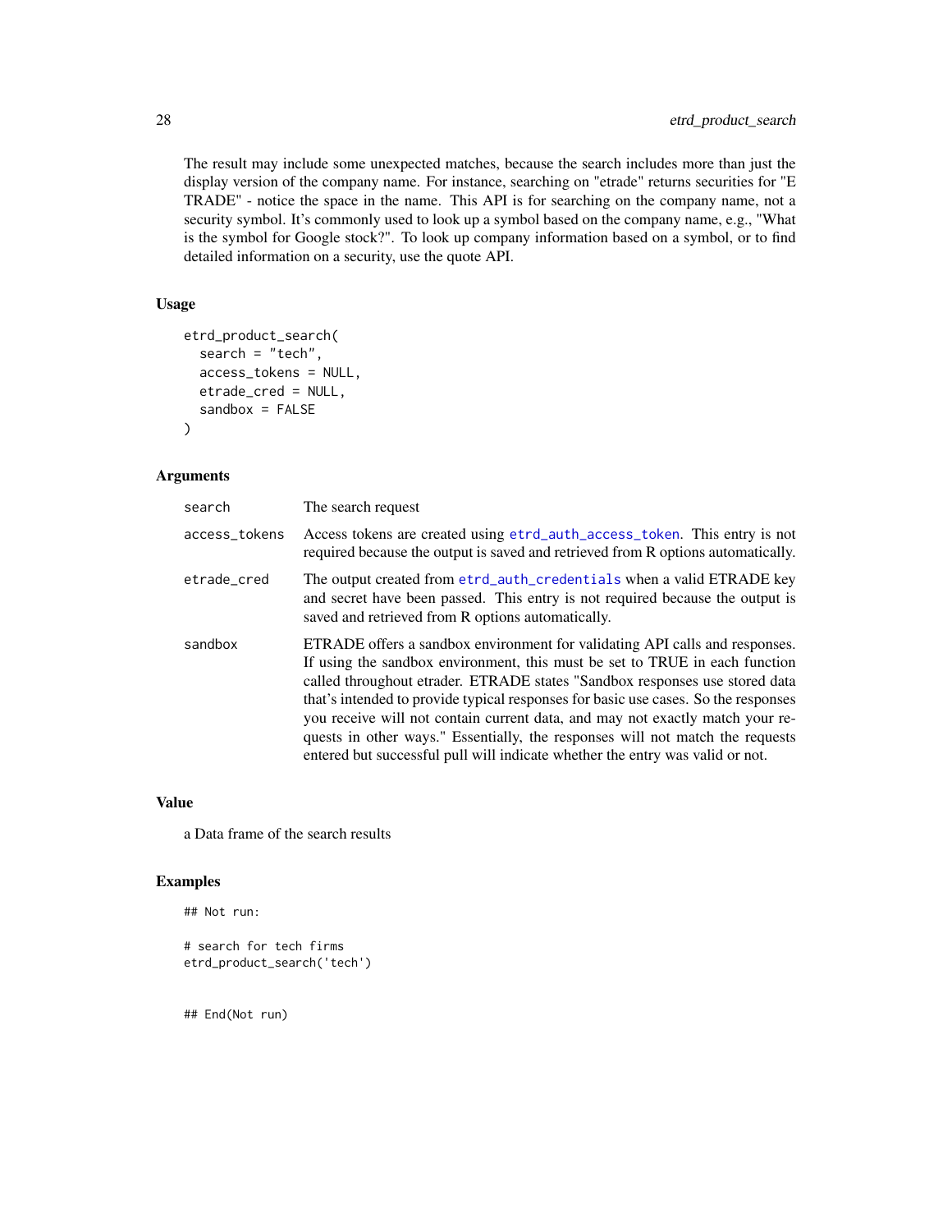The result may include some unexpected matches, because the search includes more than just the display version of the company name. For instance, searching on "etrade" returns securities for "E TRADE" - notice the space in the name. This API is for searching on the company name, not a security symbol. It's commonly used to look up a symbol based on the company name, e.g., "What is the symbol for Google stock?". To look up company information based on a symbol, or to find detailed information on a security, use the quote API.

### Usage

```
etrd_product_search(
  search = "tech",
  access_tokens = NULL,
  etrade_cred = NULL,
  sandbox = FALSE
)
```

### Arguments

| | |
|---|---|
| search | The search request |
| access_tokens | Access tokens are created using etrd_auth_access_token. This entry is not required because the output is saved and retrieved from R options automatically. |
| etrade_cred | The output created from etrd_auth_credentials when a valid ETRADE key and secret have been passed. This entry is not required because the output is saved and retrieved from R options automatically. |
| sandbox | ETRADE offers a sandbox environment for validating API calls and responses. If using the sandbox environment, this must be set to TRUE in each function called throughout etrader. ETRADE states "Sandbox responses use stored data that's intended to provide typical responses for basic use cases. So the responses you receive will not contain current data, and may not exactly match your requests in other ways." Essentially, the responses will not match the requests entered but successful pull will indicate whether the entry was valid or not. |

### Value

a Data frame of the search results

### Examples

```
## Not run:

# search for tech firms
etrd_product_search('tech')


## End(Not run)
```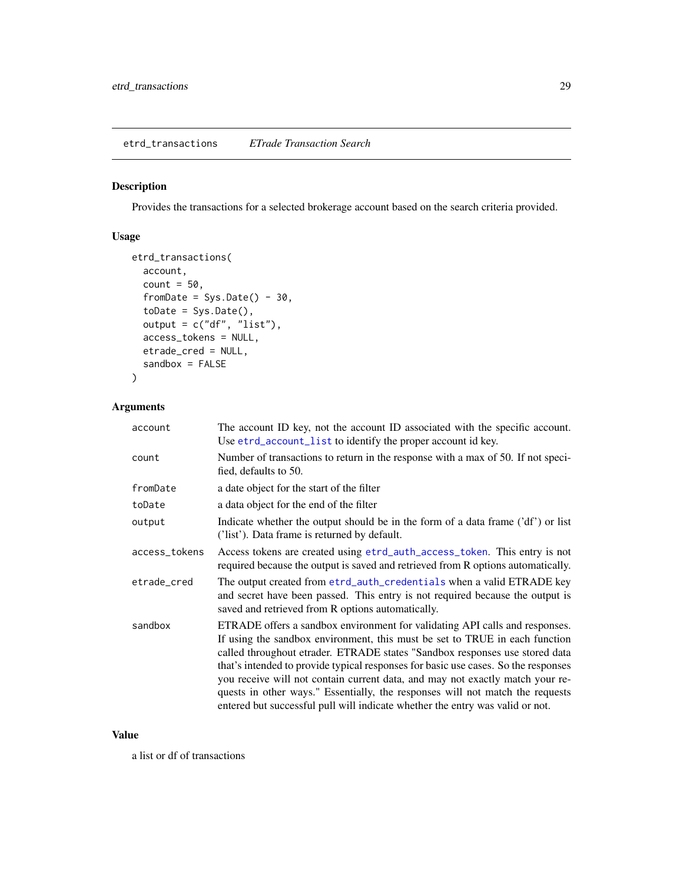## etrd_transactions    *ETrade Transaction Search*

### Description

Provides the transactions for a selected brokerage account based on the search criteria provided.

### Usage

```
etrd_transactions(
  account,
  count = 50,
  fromDate = Sys.Date() - 30,
  toDate = Sys.Date(),
  output = c("df", "list"),
  access_tokens = NULL,
  etrade_cred = NULL,
  sandbox = FALSE
)
```

### Arguments

| | |
|---|---|
| `account` | The account ID key, not the account ID associated with the specific account. Use `etrd_account_list` to identify the proper account id key. |
| `count` | Number of transactions to return in the response with a max of 50. If not specified, defaults to 50. |
| `fromDate` | a date object for the start of the filter |
| `toDate` | a data object for the end of the filter |
| `output` | Indicate whether the output should be in the form of a data frame ('df') or list ('list'). Data frame is returned by default. |
| `access_tokens` | Access tokens are created using `etrd_auth_access_token`. This entry is not required because the output is saved and retrieved from R options automatically. |
| `etrade_cred` | The output created from `etrd_auth_credentials` when a valid ETRADE key and secret have been passed. This entry is not required because the output is saved and retrieved from R options automatically. |
| `sandbox` | ETRADE offers a sandbox environment for validating API calls and responses. If using the sandbox environment, this must be set to TRUE in each function called throughout etrader. ETRADE states "Sandbox responses use stored data that's intended to provide typical responses for basic use cases. So the responses you receive will not contain current data, and may not exactly match your requests in other ways." Essentially, the responses will not match the requests entered but successful pull will indicate whether the entry was valid or not. |

### Value

a list or df of transactions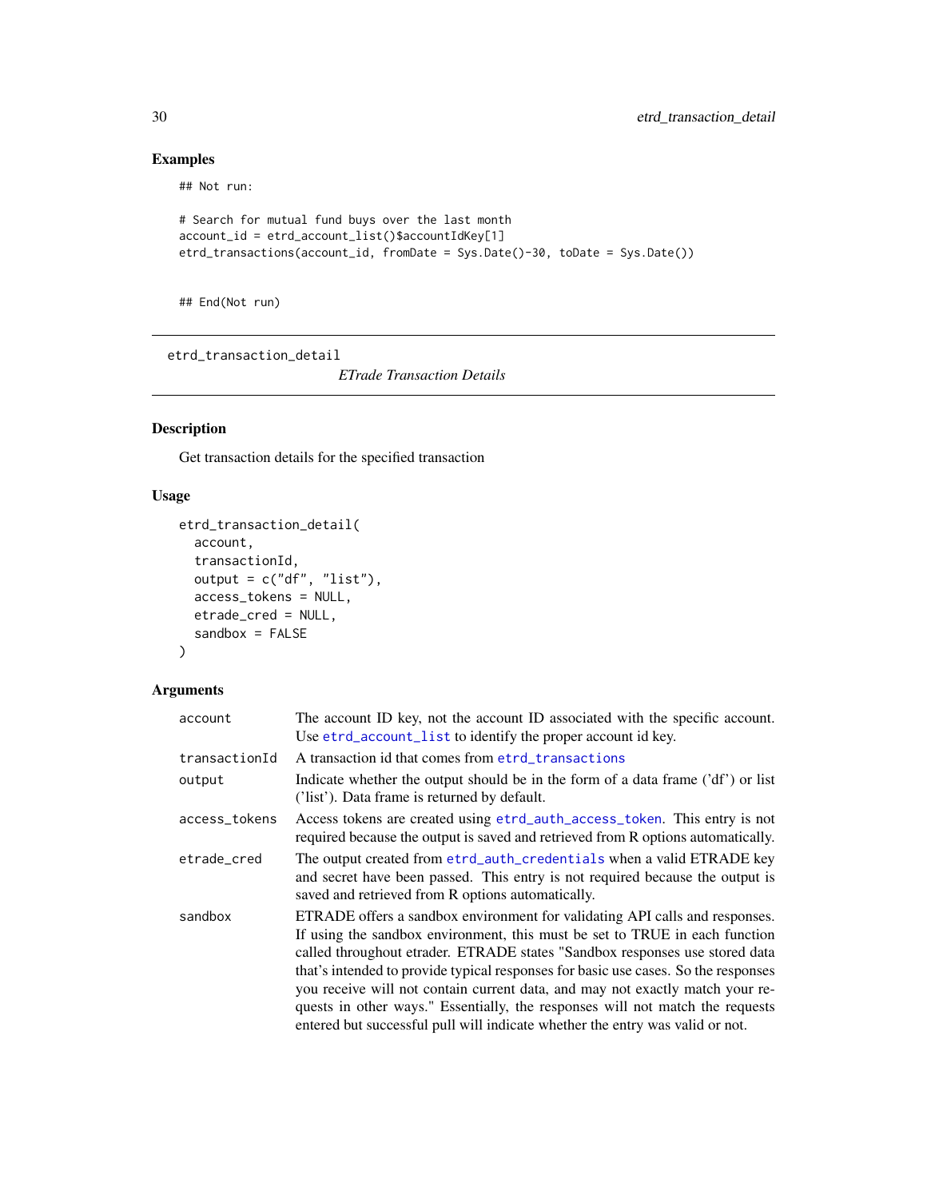## Examples

```
## Not run:

# Search for mutual fund buys over the last month
account_id = etrd_account_list()$accountIdKey[1]
etrd_transactions(account_id, fromDate = Sys.Date()-30, toDate = Sys.Date())


## End(Not run)
```

---

# etrd_transaction_detail

*ETrade Transaction Details*

---

## Description

Get transaction details for the specified transaction

## Usage

```
etrd_transaction_detail(
  account,
  transactionId,
  output = c("df", "list"),
  access_tokens = NULL,
  etrade_cred = NULL,
  sandbox = FALSE
)
```

## Arguments

| | |
|---|---|
| `account` | The account ID key, not the account ID associated with the specific account. Use `etrd_account_list` to identify the proper account id key. |
| `transactionId` | A transaction id that comes from `etrd_transactions` |
| `output` | Indicate whether the output should be in the form of a data frame ('df') or list ('list'). Data frame is returned by default. |
| `access_tokens` | Access tokens are created using `etrd_auth_access_token`. This entry is not required because the output is saved and retrieved from R options automatically. |
| `etrade_cred` | The output created from `etrd_auth_credentials` when a valid ETRADE key and secret have been passed. This entry is not required because the output is saved and retrieved from R options automatically. |
| `sandbox` | ETRADE offers a sandbox environment for validating API calls and responses. If using the sandbox environment, this must be set to TRUE in each function called throughout etrader. ETRADE states "Sandbox responses use stored data that's intended to provide typical responses for basic use cases. So the responses you receive will not contain current data, and may not exactly match your requests in other ways." Essentially, the responses will not match the requests entered but successful pull will indicate whether the entry was valid or not. |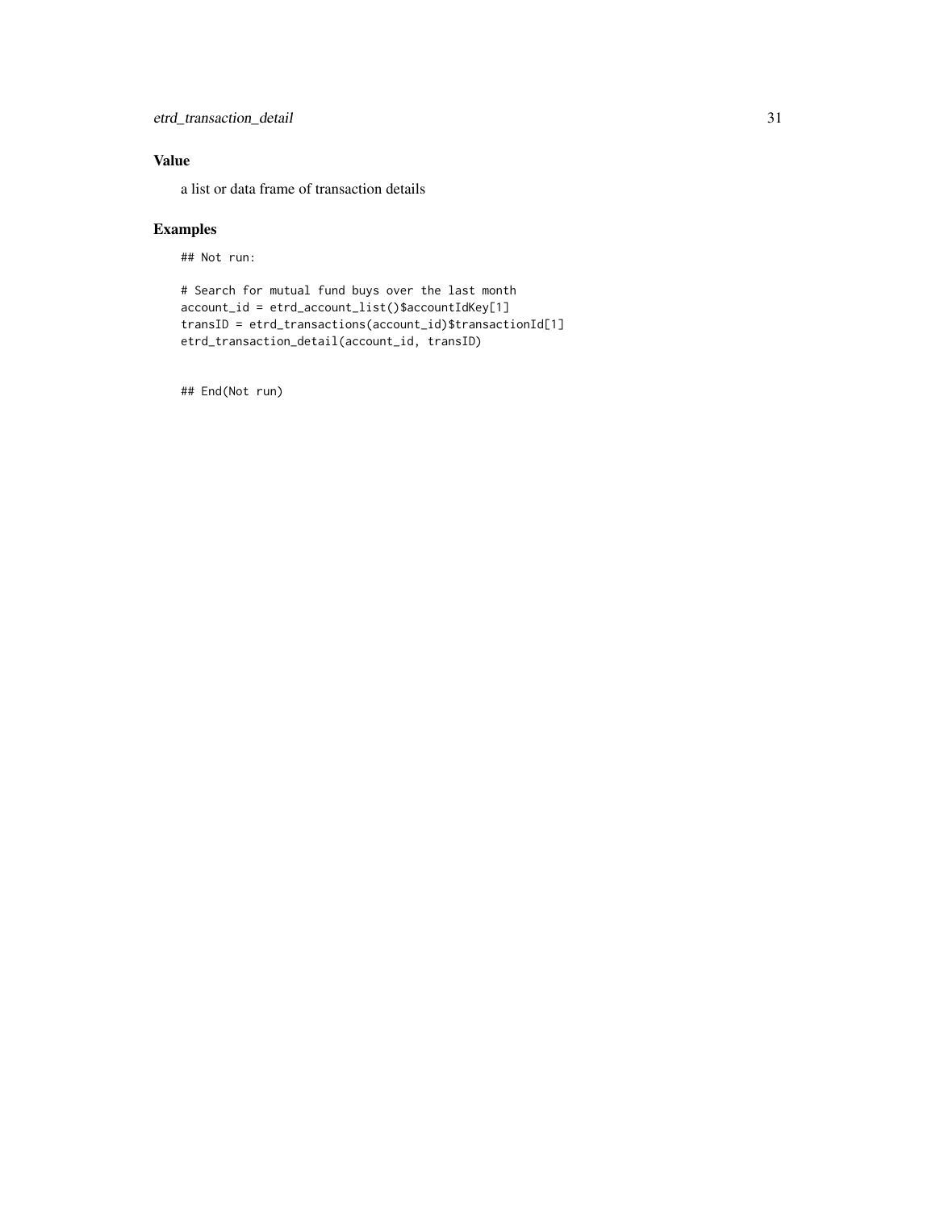## Value

a list or data frame of transaction details

## Examples

```
## Not run:

# Search for mutual fund buys over the last month
account_id = etrd_account_list()$accountIdKey[1]
transID = etrd_transactions(account_id)$transactionId[1]
etrd_transaction_detail(account_id, transID)


## End(Not run)
```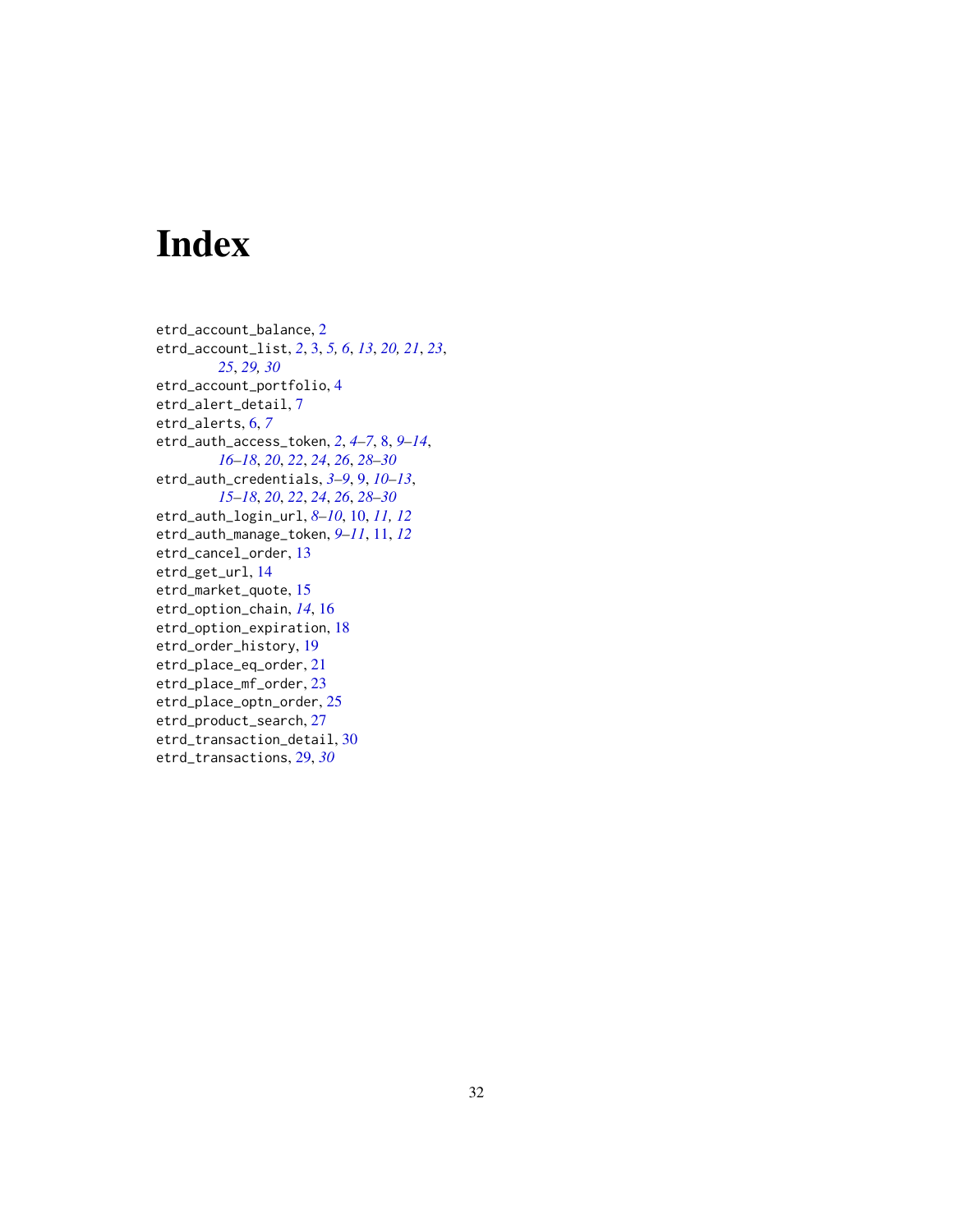# Index

etrd_account_balance, 2
etrd_account_list, *2*, 3, *5, 6*, *13*, *20, 21*, *23*, *25*, *29, 30*
etrd_account_portfolio, 4
etrd_alert_detail, 7
etrd_alerts, 6, *7*
etrd_auth_access_token, *2*, *4–7*, 8, *9–14*, *16–18*, *20*, *22*, *24*, *26*, *28–30*
etrd_auth_credentials, *3–9*, 9, *10–13*, *15–18*, *20*, *22*, *24*, *26*, *28–30*
etrd_auth_login_url, *8–10*, 10, *11, 12*
etrd_auth_manage_token, *9–11*, 11, *12*
etrd_cancel_order, 13
etrd_get_url, 14
etrd_market_quote, 15
etrd_option_chain, *14*, 16
etrd_option_expiration, 18
etrd_order_history, 19
etrd_place_eq_order, 21
etrd_place_mf_order, 23
etrd_place_optn_order, 25
etrd_product_search, 27
etrd_transaction_detail, 30
etrd_transactions, 29, *30*